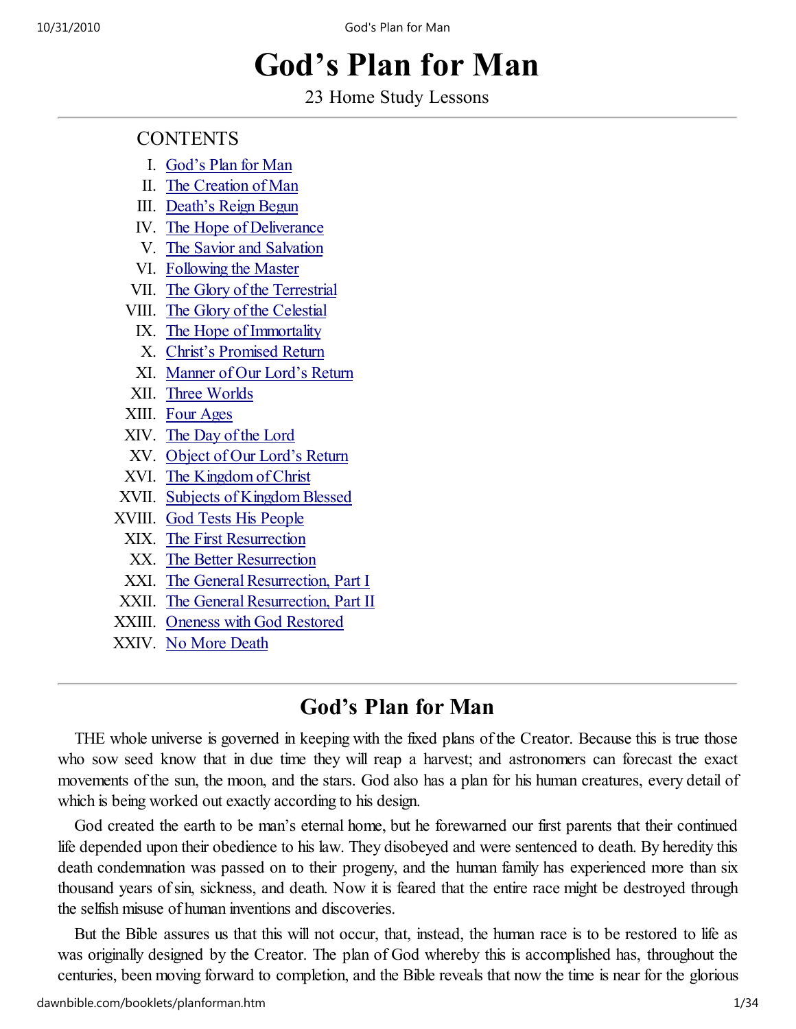# God's Plan for Man

23 Home Study Lessons

---

CONTENTS

I. God's Plan for Man
II. The Creation of Man
III. Death's Reign Begun
IV. The Hope of Deliverance
V. The Savior and Salvation
VI. Following the Master
VII. The Glory of the Terrestrial
VIII. The Glory of the Celestial
IX. The Hope of Immortality
X. Christ's Promised Return
XI. Manner of Our Lord's Return
XII. Three Worlds
XIII. Four Ages
XIV. The Day of the Lord
XV. Object of Our Lord's Return
XVI. The Kingdom of Christ
XVII. Subjects of Kingdom Blessed
XVIII. God Tests His People
XIX. The First Resurrection
XX. The Better Resurrection
XXI. The General Resurrection, Part I
XXII. The General Resurrection, Part II
XXIII. Oneness with God Restored
XXIV. No More Death

---

## God's Plan for Man

THE whole universe is governed in keeping with the fixed plans of the Creator. Because this is true those who sow seed know that in due time they will reap a harvest; and astronomers can forecast the exact movements of the sun, the moon, and the stars. God also has a plan for his human creatures, every detail of which is being worked out exactly according to his design.

God created the earth to be man's eternal home, but he forewarned our first parents that their continued life depended upon their obedience to his law. They disobeyed and were sentenced to death. By heredity this death condemnation was passed on to their progeny, and the human family has experienced more than six thousand years of sin, sickness, and death. Now it is feared that the entire race might be destroyed through the selfish misuse of human inventions and discoveries.

But the Bible assures us that this will not occur, that, instead, the human race is to be restored to life as was originally designed by the Creator. The plan of God whereby this is accomplished has, throughout the centuries, been moving forward to completion, and the Bible reveals that now the time is near for the glorious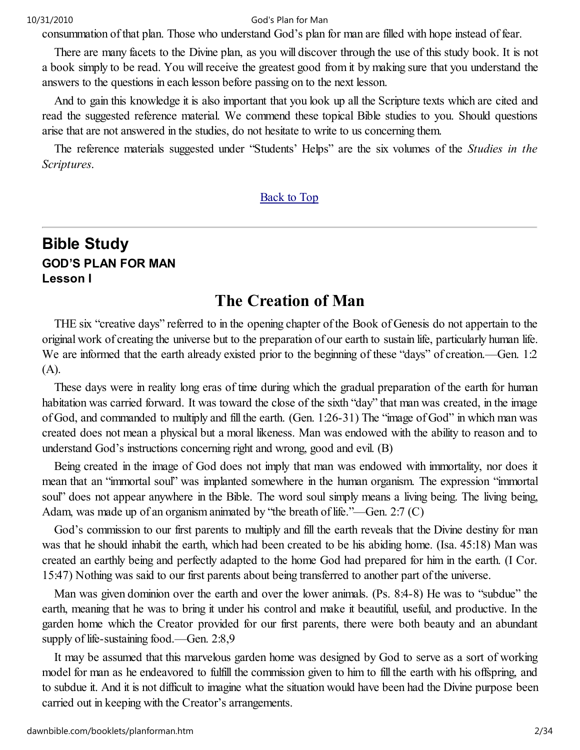consummation of that plan. Those who understand God's plan for man are filled with hope instead of fear.

There are many facets to the Divine plan, as you will discover through the use of this study book. It is not a book simply to be read. You will receive the greatest good from it by making sure that you understand the answers to the questions in each lesson before passing on to the next lesson.

And to gain this knowledge it is also important that you look up all the Scripture texts which are cited and read the suggested reference material. We commend these topical Bible studies to you. Should questions arise that are not answered in the studies, do not hesitate to write to us concerning them.

The reference materials suggested under "Students' Helps" are the six volumes of the *Studies in the Scriptures*.

Back to Top

---

## Bible Study

**GOD'S PLAN FOR MAN**
**Lesson I**

# The Creation of Man

THE six "creative days" referred to in the opening chapter of the Book of Genesis do not appertain to the original work of creating the universe but to the preparation of our earth to sustain life, particularly human life. We are informed that the earth already existed prior to the beginning of these "days" of creation.—Gen. 1:2 (A).

These days were in reality long eras of time during which the gradual preparation of the earth for human habitation was carried forward. It was toward the close of the sixth "day" that man was created, in the image of God, and commanded to multiply and fill the earth. (Gen. 1:26-31) The "image of God" in which man was created does not mean a physical but a moral likeness. Man was endowed with the ability to reason and to understand God's instructions concerning right and wrong, good and evil. (B)

Being created in the image of God does not imply that man was endowed with immortality, nor does it mean that an "immortal soul" was implanted somewhere in the human organism. The expression "immortal soul" does not appear anywhere in the Bible. The word soul simply means a living being. The living being, Adam, was made up of an organism animated by "the breath of life."—Gen. 2:7 (C)

God's commission to our first parents to multiply and fill the earth reveals that the Divine destiny for man was that he should inhabit the earth, which had been created to be his abiding home. (Isa. 45:18) Man was created an earthly being and perfectly adapted to the home God had prepared for him in the earth. (I Cor. 15:47) Nothing was said to our first parents about being transferred to another part of the universe.

Man was given dominion over the earth and over the lower animals. (Ps. 8:4-8) He was to "subdue" the earth, meaning that he was to bring it under his control and make it beautiful, useful, and productive. In the garden home which the Creator provided for our first parents, there were both beauty and an abundant supply of life-sustaining food.—Gen. 2:8,9

It may be assumed that this marvelous garden home was designed by God to serve as a sort of working model for man as he endeavored to fulfill the commission given to him to fill the earth with his offspring, and to subdue it. And it is not difficult to imagine what the situation would have been had the Divine purpose been carried out in keeping with the Creator's arrangements.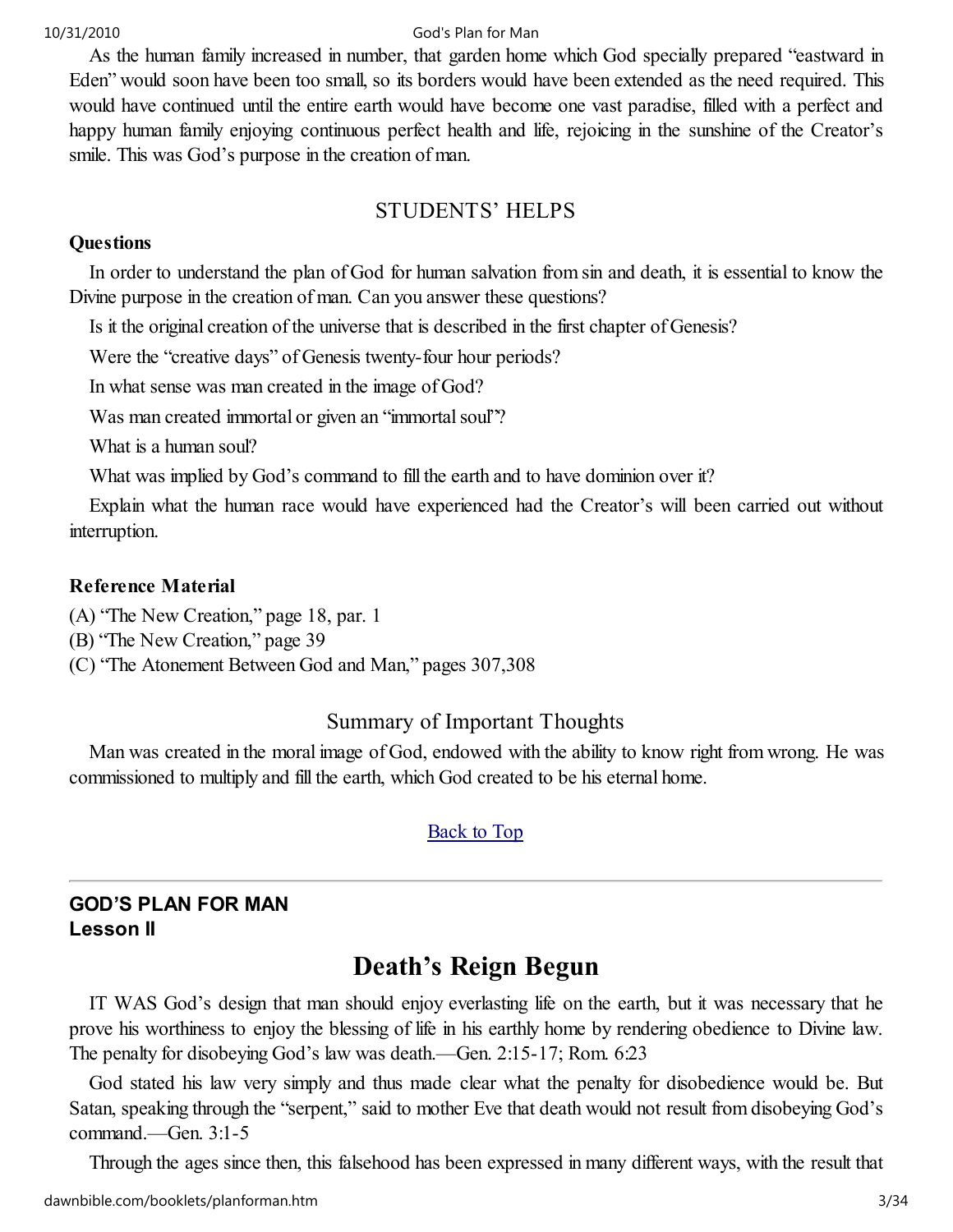As the human family increased in number, that garden home which God specially prepared "eastward in Eden" would soon have been too small, so its borders would have been extended as the need required. This would have continued until the entire earth would have become one vast paradise, filled with a perfect and happy human family enjoying continuous perfect health and life, rejoicing in the sunshine of the Creator's smile. This was God's purpose in the creation of man.

## STUDENTS' HELPS

**Questions**

In order to understand the plan of God for human salvation from sin and death, it is essential to know the Divine purpose in the creation of man. Can you answer these questions?

Is it the original creation of the universe that is described in the first chapter of Genesis?

Were the "creative days" of Genesis twenty-four hour periods?

In what sense was man created in the image of God?

Was man created immortal or given an "immortal soul"?

What is a human soul?

What was implied by God's command to fill the earth and to have dominion over it?

Explain what the human race would have experienced had the Creator's will been carried out without interruption.

**Reference Material**

(A) "The New Creation," page 18, par. 1
(B) "The New Creation," page 39
(C) "The Atonement Between God and Man," pages 307,308

### Summary of Important Thoughts

Man was created in the moral image of God, endowed with the ability to know right from wrong. He was commissioned to multiply and fill the earth, which God created to be his eternal home.

[Back to Top]

---

**GOD'S PLAN FOR MAN**
**Lesson II**

# Death's Reign Begun

IT WAS God's design that man should enjoy everlasting life on the earth, but it was necessary that he prove his worthiness to enjoy the blessing of life in his earthly home by rendering obedience to Divine law. The penalty for disobeying God's law was death.—Gen. 2:15-17; Rom. 6:23

God stated his law very simply and thus made clear what the penalty for disobedience would be. But Satan, speaking through the "serpent," said to mother Eve that death would not result from disobeying God's command.—Gen. 3:1-5

Through the ages since then, this falsehood has been expressed in many different ways, with the result that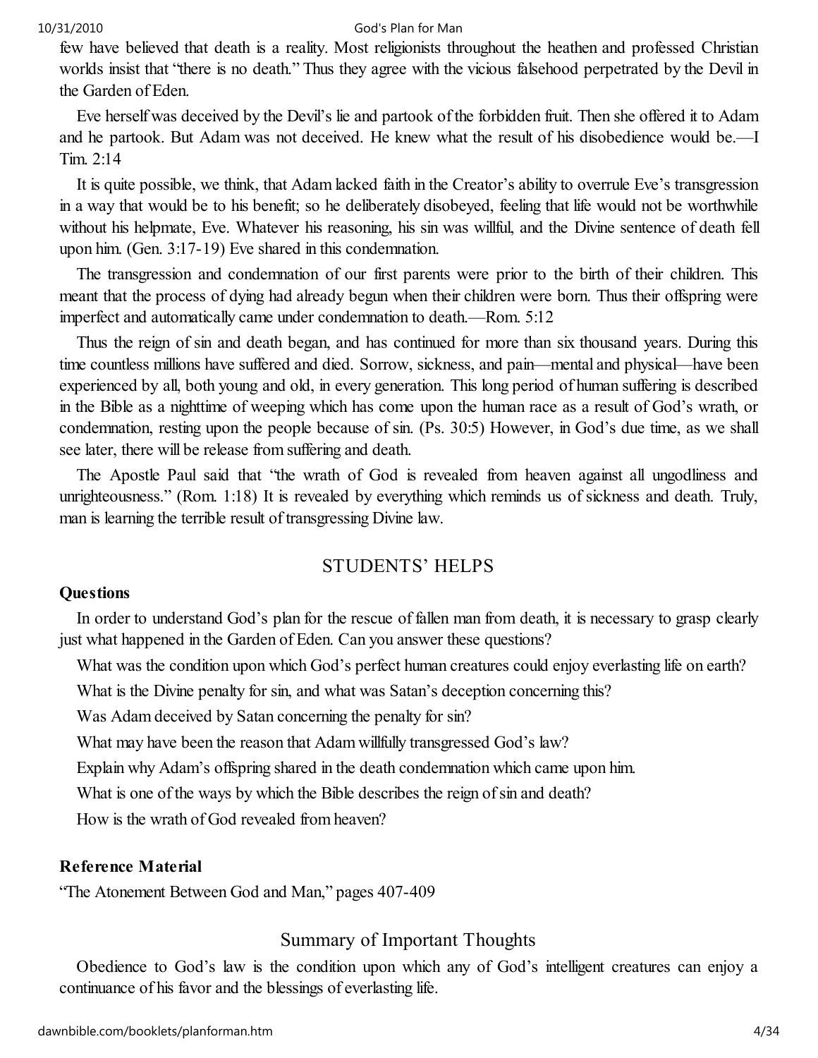few have believed that death is a reality. Most religionists throughout the heathen and professed Christian worlds insist that "there is no death." Thus they agree with the vicious falsehood perpetrated by the Devil in the Garden of Eden.

Eve herself was deceived by the Devil's lie and partook of the forbidden fruit. Then she offered it to Adam and he partook. But Adam was not deceived. He knew what the result of his disobedience would be.—I Tim. 2:14

It is quite possible, we think, that Adam lacked faith in the Creator's ability to overrule Eve's transgression in a way that would be to his benefit; so he deliberately disobeyed, feeling that life would not be worthwhile without his helpmate, Eve. Whatever his reasoning, his sin was willful, and the Divine sentence of death fell upon him. (Gen. 3:17-19) Eve shared in this condemnation.

The transgression and condemnation of our first parents were prior to the birth of their children. This meant that the process of dying had already begun when their children were born. Thus their offspring were imperfect and automatically came under condemnation to death.—Rom. 5:12

Thus the reign of sin and death began, and has continued for more than six thousand years. During this time countless millions have suffered and died. Sorrow, sickness, and pain—mental and physical—have been experienced by all, both young and old, in every generation. This long period of human suffering is described in the Bible as a nighttime of weeping which has come upon the human race as a result of God's wrath, or condemnation, resting upon the people because of sin. (Ps. 30:5) However, in God's due time, as we shall see later, there will be release from suffering and death.

The Apostle Paul said that "the wrath of God is revealed from heaven against all ungodliness and unrighteousness." (Rom. 1:18) It is revealed by everything which reminds us of sickness and death. Truly, man is learning the terrible result of transgressing Divine law.

## STUDENTS' HELPS

**Questions**

In order to understand God's plan for the rescue of fallen man from death, it is necessary to grasp clearly just what happened in the Garden of Eden. Can you answer these questions?

What was the condition upon which God's perfect human creatures could enjoy everlasting life on earth?

What is the Divine penalty for sin, and what was Satan's deception concerning this?

Was Adam deceived by Satan concerning the penalty for sin?

What may have been the reason that Adam willfully transgressed God's law?

Explain why Adam's offspring shared in the death condemnation which came upon him.

What is one of the ways by which the Bible describes the reign of sin and death?

How is the wrath of God revealed from heaven?

**Reference Material**

"The Atonement Between God and Man," pages 407-409

## Summary of Important Thoughts

Obedience to God's law is the condition upon which any of God's intelligent creatures can enjoy a continuance of his favor and the blessings of everlasting life.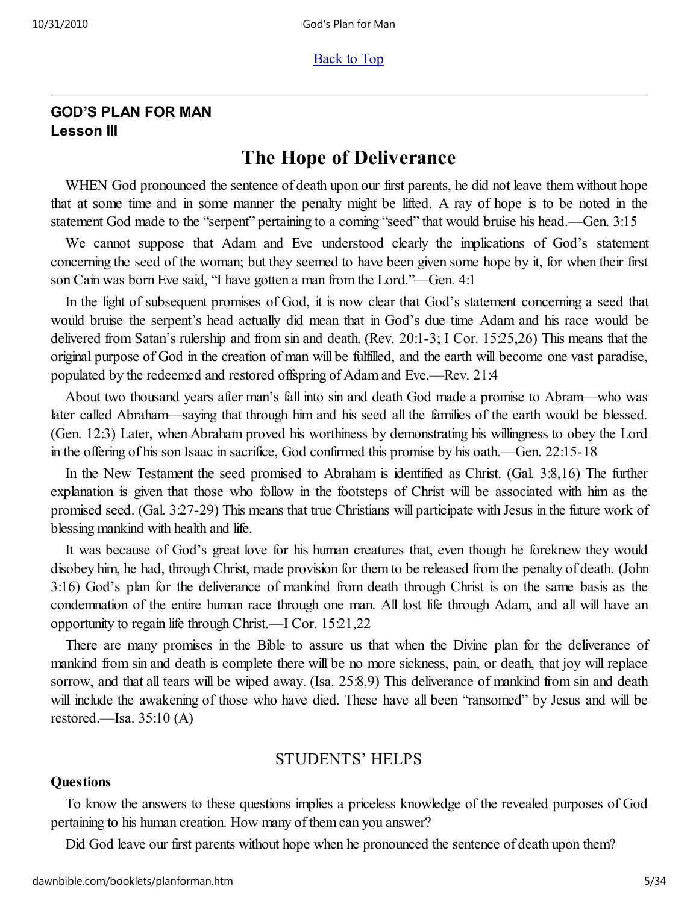[Back to Top]

---

**GOD'S PLAN FOR MAN**
**Lesson III**

# The Hope of Deliverance

WHEN God pronounced the sentence of death upon our first parents, he did not leave them without hope that at some time and in some manner the penalty might be lifted. A ray of hope is to be noted in the statement God made to the "serpent" pertaining to a coming "seed" that would bruise his head.—Gen. 3:15

We cannot suppose that Adam and Eve understood clearly the implications of God's statement concerning the seed of the woman; but they seemed to have been given some hope by it, for when their first son Cain was born Eve said, "I have gotten a man from the Lord."—Gen. 4:1

In the light of subsequent promises of God, it is now clear that God's statement concerning a seed that would bruise the serpent's head actually did mean that in God's due time Adam and his race would be delivered from Satan's rulership and from sin and death. (Rev. 20:1-3; I Cor. 15:25,26) This means that the original purpose of God in the creation of man will be fulfilled, and the earth will become one vast paradise, populated by the redeemed and restored offspring of Adam and Eve.—Rev. 21:4

About two thousand years after man's fall into sin and death God made a promise to Abram—who was later called Abraham—saying that through him and his seed all the families of the earth would be blessed. (Gen. 12:3) Later, when Abraham proved his worthiness by demonstrating his willingness to obey the Lord in the offering of his son Isaac in sacrifice, God confirmed this promise by his oath.—Gen. 22:15-18

In the New Testament the seed promised to Abraham is identified as Christ. (Gal. 3:8,16) The further explanation is given that those who follow in the footsteps of Christ will be associated with him as the promised seed. (Gal. 3:27-29) This means that true Christians will participate with Jesus in the future work of blessing mankind with health and life.

It was because of God's great love for his human creatures that, even though he foreknew they would disobey him, he had, through Christ, made provision for them to be released from the penalty of death. (John 3:16) God's plan for the deliverance of mankind from death through Christ is on the same basis as the condemnation of the entire human race through one man. All lost life through Adam, and all will have an opportunity to regain life through Christ.—I Cor. 15:21,22

There are many promises in the Bible to assure us that when the Divine plan for the deliverance of mankind from sin and death is complete there will be no more sickness, pain, or death, that joy will replace sorrow, and that all tears will be wiped away. (Isa. 25:8,9) This deliverance of mankind from sin and death will include the awakening of those who have died. These have all been "ransomed" by Jesus and will be restored.—Isa. 35:10 (A)

## STUDENTS' HELPS

**Questions**

To know the answers to these questions implies a priceless knowledge of the revealed purposes of God pertaining to his human creation. How many of them can you answer?

Did God leave our first parents without hope when he pronounced the sentence of death upon them?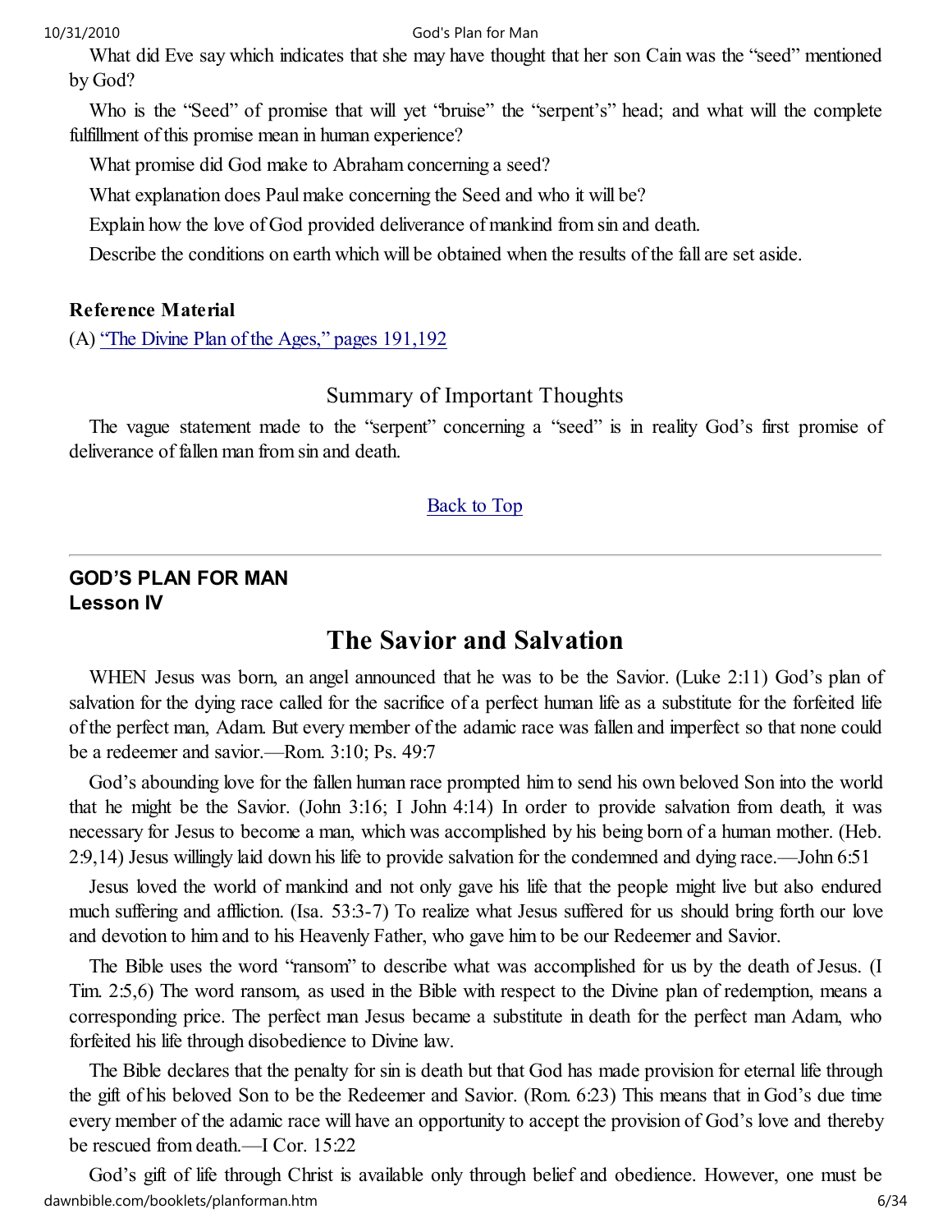What did Eve say which indicates that she may have thought that her son Cain was the "seed" mentioned by God?

Who is the "Seed" of promise that will yet "bruise" the "serpent's" head; and what will the complete fulfillment of this promise mean in human experience?

What promise did God make to Abraham concerning a seed?

What explanation does Paul make concerning the Seed and who it will be?

Explain how the love of God provided deliverance of mankind from sin and death.

Describe the conditions on earth which will be obtained when the results of the fall are set aside.

**Reference Material**

(A) "The Divine Plan of the Ages," pages 191,192

## Summary of Important Thoughts

The vague statement made to the "serpent" concerning a "seed" is in reality God's first promise of deliverance of fallen man from sin and death.

Back to Top

---

**GOD'S PLAN FOR MAN**
**Lesson IV**

# The Savior and Salvation

WHEN Jesus was born, an angel announced that he was to be the Savior. (Luke 2:11) God's plan of salvation for the dying race called for the sacrifice of a perfect human life as a substitute for the forfeited life of the perfect man, Adam. But every member of the adamic race was fallen and imperfect so that none could be a redeemer and savior.—Rom. 3:10; Ps. 49:7

God's abounding love for the fallen human race prompted him to send his own beloved Son into the world that he might be the Savior. (John 3:16; I John 4:14) In order to provide salvation from death, it was necessary for Jesus to become a man, which was accomplished by his being born of a human mother. (Heb. 2:9,14) Jesus willingly laid down his life to provide salvation for the condemned and dying race.—John 6:51

Jesus loved the world of mankind and not only gave his life that the people might live but also endured much suffering and affliction. (Isa. 53:3-7) To realize what Jesus suffered for us should bring forth our love and devotion to him and to his Heavenly Father, who gave him to be our Redeemer and Savior.

The Bible uses the word "ransom" to describe what was accomplished for us by the death of Jesus. (I Tim. 2:5,6) The word ransom, as used in the Bible with respect to the Divine plan of redemption, means a corresponding price. The perfect man Jesus became a substitute in death for the perfect man Adam, who forfeited his life through disobedience to Divine law.

The Bible declares that the penalty for sin is death but that God has made provision for eternal life through the gift of his beloved Son to be the Redeemer and Savior. (Rom. 6:23) This means that in God's due time every member of the adamic race will have an opportunity to accept the provision of God's love and thereby be rescued from death.—I Cor. 15:22

God's gift of life through Christ is available only through belief and obedience. However, one must be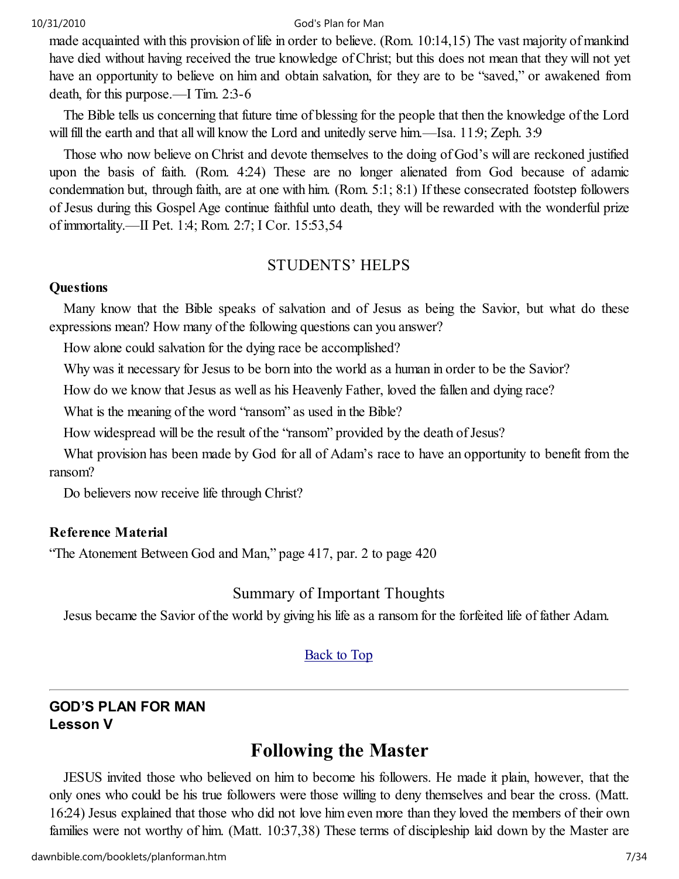made acquainted with this provision of life in order to believe. (Rom. 10:14,15) The vast majority of mankind have died without having received the true knowledge of Christ; but this does not mean that they will not yet have an opportunity to believe on him and obtain salvation, for they are to be "saved," or awakened from death, for this purpose.—I Tim. 2:3-6

The Bible tells us concerning that future time of blessing for the people that then the knowledge of the Lord will fill the earth and that all will know the Lord and unitedly serve him.—Isa. 11:9; Zeph. 3:9

Those who now believe on Christ and devote themselves to the doing of God's will are reckoned justified upon the basis of faith. (Rom. 4:24) These are no longer alienated from God because of adamic condemnation but, through faith, are at one with him. (Rom. 5:1; 8:1) If these consecrated footstep followers of Jesus during this Gospel Age continue faithful unto death, they will be rewarded with the wonderful prize of immortality.—II Pet. 1:4; Rom. 2:7; I Cor. 15:53,54

## STUDENTS' HELPS

**Questions**

Many know that the Bible speaks of salvation and of Jesus as being the Savior, but what do these expressions mean? How many of the following questions can you answer?

How alone could salvation for the dying race be accomplished?

Why was it necessary for Jesus to be born into the world as a human in order to be the Savior?

How do we know that Jesus as well as his Heavenly Father, loved the fallen and dying race?

What is the meaning of the word "ransom" as used in the Bible?

How widespread will be the result of the "ransom" provided by the death of Jesus?

What provision has been made by God for all of Adam's race to have an opportunity to benefit from the ransom?

Do believers now receive life through Christ?

**Reference Material**

"The Atonement Between God and Man," page 417, par. 2 to page 420

## Summary of Important Thoughts

Jesus became the Savior of the world by giving his life as a ransom for the forfeited life of father Adam.

Back to Top

---

**GOD'S PLAN FOR MAN**
**Lesson V**

# Following the Master

JESUS invited those who believed on him to become his followers. He made it plain, however, that the only ones who could be his true followers were those willing to deny themselves and bear the cross. (Matt. 16:24) Jesus explained that those who did not love him even more than they loved the members of their own families were not worthy of him. (Matt. 10:37,38) These terms of discipleship laid down by the Master are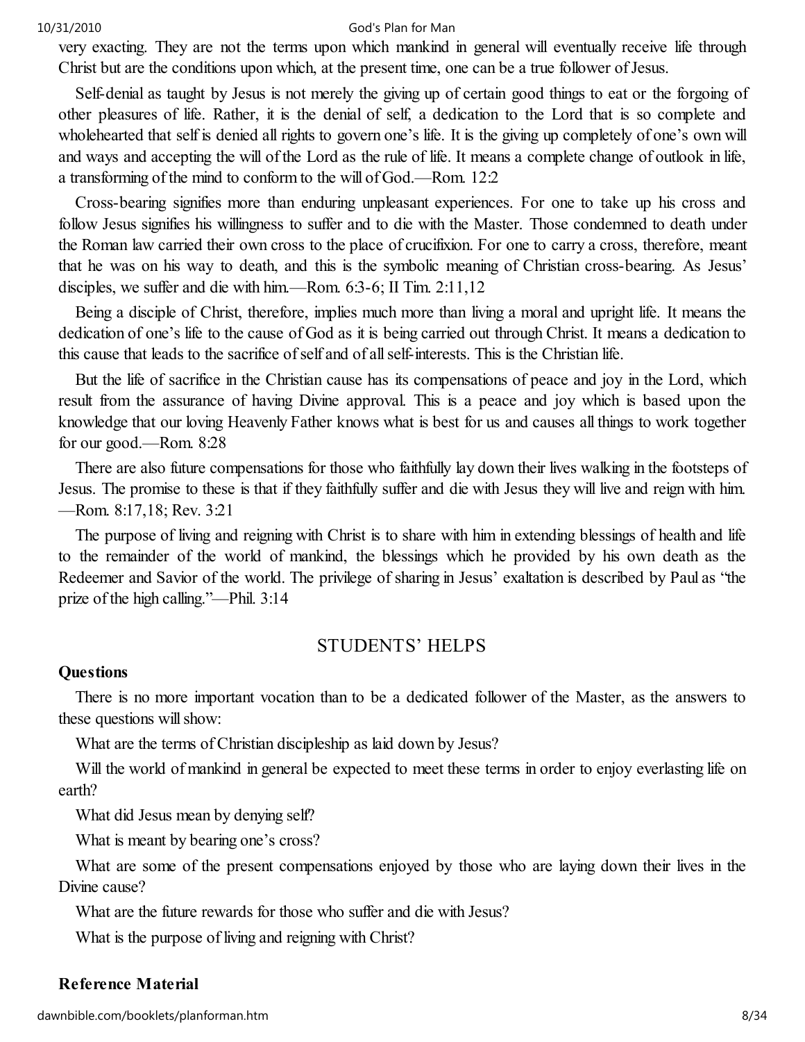very exacting. They are not the terms upon which mankind in general will eventually receive life through Christ but are the conditions upon which, at the present time, one can be a true follower of Jesus.

Self-denial as taught by Jesus is not merely the giving up of certain good things to eat or the forgoing of other pleasures of life. Rather, it is the denial of self, a dedication to the Lord that is so complete and wholehearted that self is denied all rights to govern one's life. It is the giving up completely of one's own will and ways and accepting the will of the Lord as the rule of life. It means a complete change of outlook in life, a transforming of the mind to conform to the will of God.—Rom. 12:2

Cross-bearing signifies more than enduring unpleasant experiences. For one to take up his cross and follow Jesus signifies his willingness to suffer and to die with the Master. Those condemned to death under the Roman law carried their own cross to the place of crucifixion. For one to carry a cross, therefore, meant that he was on his way to death, and this is the symbolic meaning of Christian cross-bearing. As Jesus' disciples, we suffer and die with him.—Rom. 6:3-6; II Tim. 2:11,12

Being a disciple of Christ, therefore, implies much more than living a moral and upright life. It means the dedication of one's life to the cause of God as it is being carried out through Christ. It means a dedication to this cause that leads to the sacrifice of self and of all self-interests. This is the Christian life.

But the life of sacrifice in the Christian cause has its compensations of peace and joy in the Lord, which result from the assurance of having Divine approval. This is a peace and joy which is based upon the knowledge that our loving Heavenly Father knows what is best for us and causes all things to work together for our good.—Rom. 8:28

There are also future compensations for those who faithfully lay down their lives walking in the footsteps of Jesus. The promise to these is that if they faithfully suffer and die with Jesus they will live and reign with him. —Rom. 8:17,18; Rev. 3:21

The purpose of living and reigning with Christ is to share with him in extending blessings of health and life to the remainder of the world of mankind, the blessings which he provided by his own death as the Redeemer and Savior of the world. The privilege of sharing in Jesus' exaltation is described by Paul as "the prize of the high calling."—Phil. 3:14

## STUDENTS' HELPS

**Questions**

There is no more important vocation than to be a dedicated follower of the Master, as the answers to these questions will show:

What are the terms of Christian discipleship as laid down by Jesus?

Will the world of mankind in general be expected to meet these terms in order to enjoy everlasting life on earth?

What did Jesus mean by denying self?

What is meant by bearing one's cross?

What are some of the present compensations enjoyed by those who are laying down their lives in the Divine cause?

What are the future rewards for those who suffer and die with Jesus?

What is the purpose of living and reigning with Christ?

**Reference Material**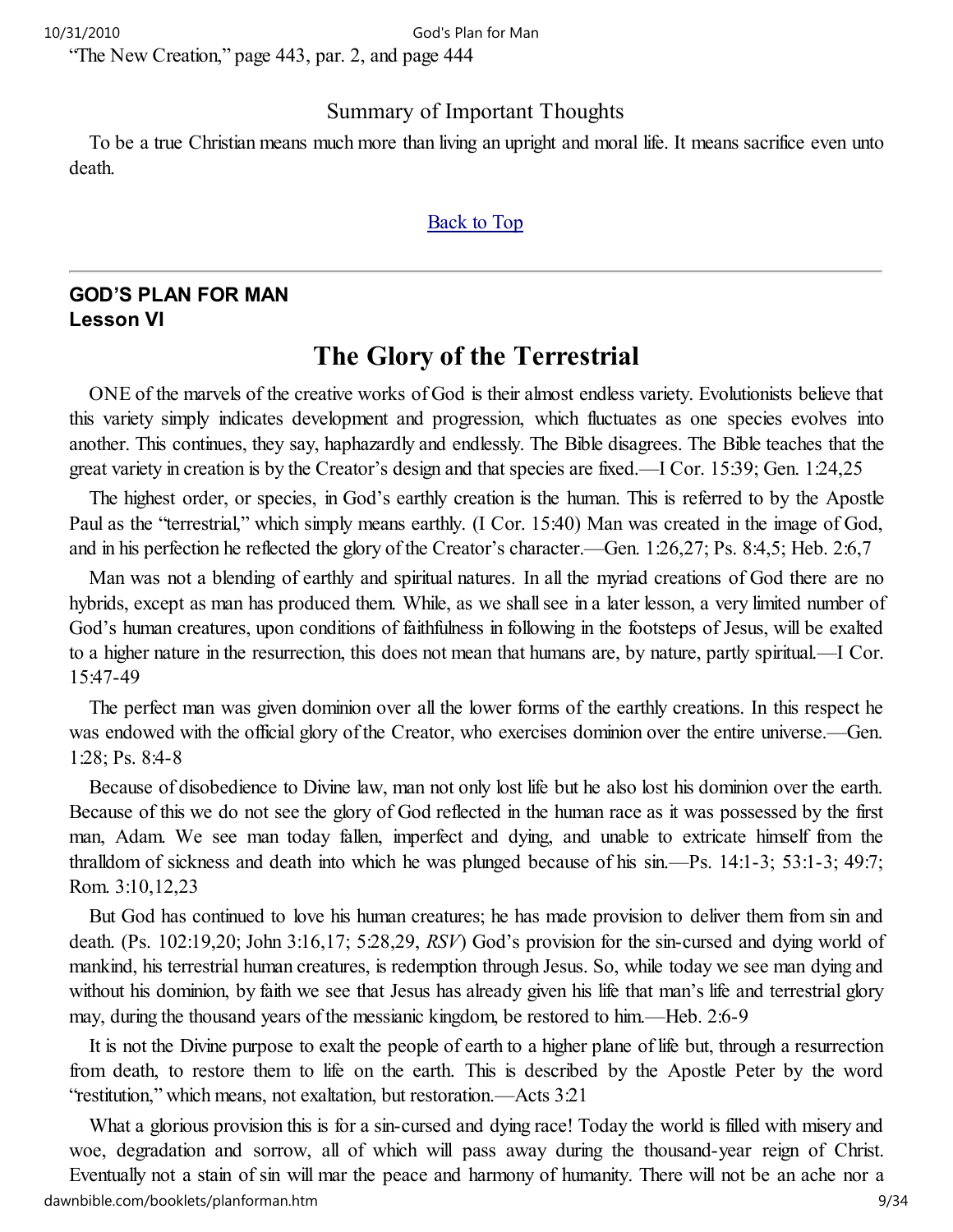"The New Creation," page 443, par. 2, and page 444

## Summary of Important Thoughts

To be a true Christian means much more than living an upright and moral life. It means sacrifice even unto death.

Back to Top

---

**GOD'S PLAN FOR MAN**
**Lesson VI**

# The Glory of the Terrestrial

ONE of the marvels of the creative works of God is their almost endless variety. Evolutionists believe that this variety simply indicates development and progression, which fluctuates as one species evolves into another. This continues, they say, haphazardly and endlessly. The Bible disagrees. The Bible teaches that the great variety in creation is by the Creator's design and that species are fixed.—I Cor. 15:39; Gen. 1:24,25

The highest order, or species, in God's earthly creation is the human. This is referred to by the Apostle Paul as the "terrestrial," which simply means earthly. (I Cor. 15:40) Man was created in the image of God, and in his perfection he reflected the glory of the Creator's character.—Gen. 1:26,27; Ps. 8:4,5; Heb. 2:6,7

Man was not a blending of earthly and spiritual natures. In all the myriad creations of God there are no hybrids, except as man has produced them. While, as we shall see in a later lesson, a very limited number of God's human creatures, upon conditions of faithfulness in following in the footsteps of Jesus, will be exalted to a higher nature in the resurrection, this does not mean that humans are, by nature, partly spiritual.—I Cor. 15:47-49

The perfect man was given dominion over all the lower forms of the earthly creations. In this respect he was endowed with the official glory of the Creator, who exercises dominion over the entire universe.—Gen. 1:28; Ps. 8:4-8

Because of disobedience to Divine law, man not only lost life but he also lost his dominion over the earth. Because of this we do not see the glory of God reflected in the human race as it was possessed by the first man, Adam. We see man today fallen, imperfect and dying, and unable to extricate himself from the thralldom of sickness and death into which he was plunged because of his sin.—Ps. 14:1-3; 53:1-3; 49:7; Rom. 3:10,12,23

But God has continued to love his human creatures; he has made provision to deliver them from sin and death. (Ps. 102:19,20; John 3:16,17; 5:28,29, *RSV*) God's provision for the sin-cursed and dying world of mankind, his terrestrial human creatures, is redemption through Jesus. So, while today we see man dying and without his dominion, by faith we see that Jesus has already given his life that man's life and terrestrial glory may, during the thousand years of the messianic kingdom, be restored to him.—Heb. 2:6-9

It is not the Divine purpose to exalt the people of earth to a higher plane of life but, through a resurrection from death, to restore them to life on the earth. This is described by the Apostle Peter by the word "restitution," which means, not exaltation, but restoration.—Acts 3:21

What a glorious provision this is for a sin-cursed and dying race! Today the world is filled with misery and woe, degradation and sorrow, all of which will pass away during the thousand-year reign of Christ. Eventually not a stain of sin will mar the peace and harmony of humanity. There will not be an ache nor a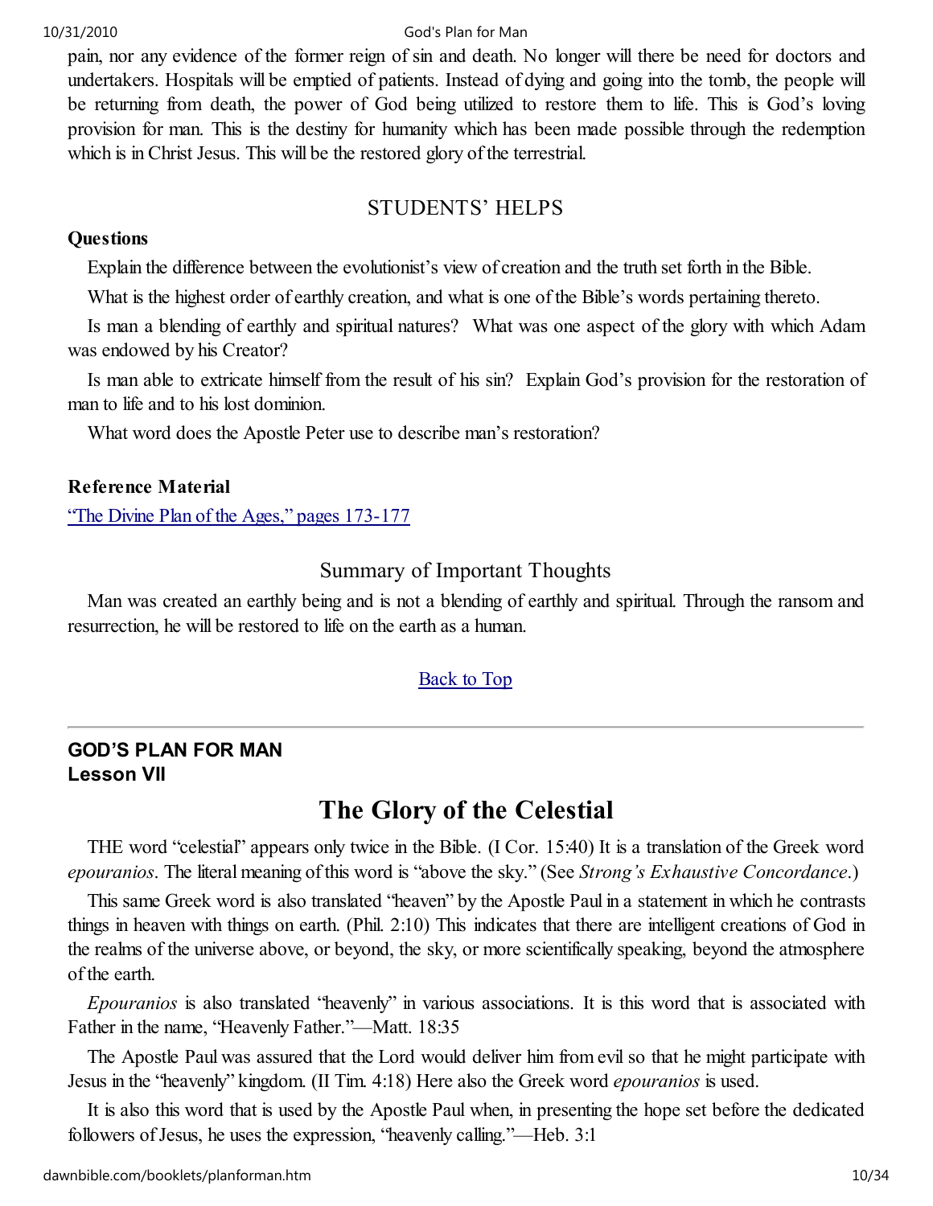pain, nor any evidence of the former reign of sin and death. No longer will there be need for doctors and undertakers. Hospitals will be emptied of patients. Instead of dying and going into the tomb, the people will be returning from death, the power of God being utilized to restore them to life. This is God's loving provision for man. This is the destiny for humanity which has been made possible through the redemption which is in Christ Jesus. This will be the restored glory of the terrestrial.

## STUDENTS' HELPS

**Questions**

Explain the difference between the evolutionist's view of creation and the truth set forth in the Bible.

What is the highest order of earthly creation, and what is one of the Bible's words pertaining thereto.

Is man a blending of earthly and spiritual natures? What was one aspect of the glory with which Adam was endowed by his Creator?

Is man able to extricate himself from the result of his sin? Explain God's provision for the restoration of man to life and to his lost dominion.

What word does the Apostle Peter use to describe man's restoration?

**Reference Material**

"The Divine Plan of the Ages," pages 173-177

### Summary of Important Thoughts

Man was created an earthly being and is not a blending of earthly and spiritual. Through the ransom and resurrection, he will be restored to life on the earth as a human.

Back to Top

---

**GOD'S PLAN FOR MAN**
**Lesson VII**

# The Glory of the Celestial

THE word "celestial" appears only twice in the Bible. (I Cor. 15:40) It is a translation of the Greek word *epouranios*. The literal meaning of this word is "above the sky." (See *Strong's Exhaustive Concordance*.)

This same Greek word is also translated "heaven" by the Apostle Paul in a statement in which he contrasts things in heaven with things on earth. (Phil. 2:10) This indicates that there are intelligent creations of God in the realms of the universe above, or beyond, the sky, or more scientifically speaking, beyond the atmosphere of the earth.

*Epouranios* is also translated "heavenly" in various associations. It is this word that is associated with Father in the name, "Heavenly Father."—Matt. 18:35

The Apostle Paul was assured that the Lord would deliver him from evil so that he might participate with Jesus in the "heavenly" kingdom. (II Tim. 4:18) Here also the Greek word *epouranios* is used.

It is also this word that is used by the Apostle Paul when, in presenting the hope set before the dedicated followers of Jesus, he uses the expression, "heavenly calling."—Heb. 3:1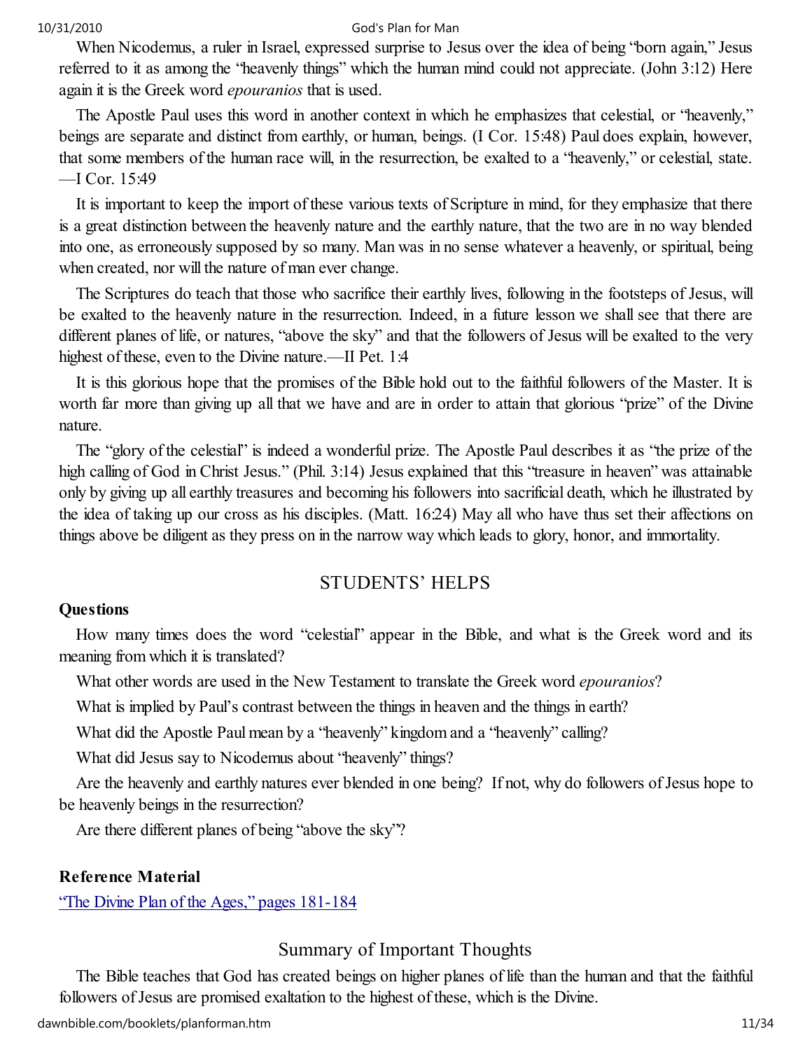When Nicodemus, a ruler in Israel, expressed surprise to Jesus over the idea of being "born again," Jesus referred to it as among the "heavenly things" which the human mind could not appreciate. (John 3:12) Here again it is the Greek word *epouranios* that is used.

The Apostle Paul uses this word in another context in which he emphasizes that celestial, or "heavenly," beings are separate and distinct from earthly, or human, beings. (I Cor. 15:48) Paul does explain, however, that some members of the human race will, in the resurrection, be exalted to a "heavenly," or celestial, state. —I Cor. 15:49

It is important to keep the import of these various texts of Scripture in mind, for they emphasize that there is a great distinction between the heavenly nature and the earthly nature, that the two are in no way blended into one, as erroneously supposed by so many. Man was in no sense whatever a heavenly, or spiritual, being when created, nor will the nature of man ever change.

The Scriptures do teach that those who sacrifice their earthly lives, following in the footsteps of Jesus, will be exalted to the heavenly nature in the resurrection. Indeed, in a future lesson we shall see that there are different planes of life, or natures, "above the sky" and that the followers of Jesus will be exalted to the very highest of these, even to the Divine nature.—II Pet. 1:4

It is this glorious hope that the promises of the Bible hold out to the faithful followers of the Master. It is worth far more than giving up all that we have and are in order to attain that glorious "prize" of the Divine nature.

The "glory of the celestial" is indeed a wonderful prize. The Apostle Paul describes it as "the prize of the high calling of God in Christ Jesus." (Phil. 3:14) Jesus explained that this "treasure in heaven" was attainable only by giving up all earthly treasures and becoming his followers into sacrificial death, which he illustrated by the idea of taking up our cross as his disciples. (Matt. 16:24) May all who have thus set their affections on things above be diligent as they press on in the narrow way which leads to glory, honor, and immortality.

## STUDENTS' HELPS

**Questions**

How many times does the word "celestial" appear in the Bible, and what is the Greek word and its meaning from which it is translated?

What other words are used in the New Testament to translate the Greek word *epouranios*?

What is implied by Paul's contrast between the things in heaven and the things in earth?

What did the Apostle Paul mean by a "heavenly" kingdom and a "heavenly" calling?

What did Jesus say to Nicodemus about "heavenly" things?

Are the heavenly and earthly natures ever blended in one being? If not, why do followers of Jesus hope to be heavenly beings in the resurrection?

Are there different planes of being "above the sky"?

**Reference Material**

"The Divine Plan of the Ages," pages 181-184

## Summary of Important Thoughts

The Bible teaches that God has created beings on higher planes of life than the human and that the faithful followers of Jesus are promised exaltation to the highest of these, which is the Divine.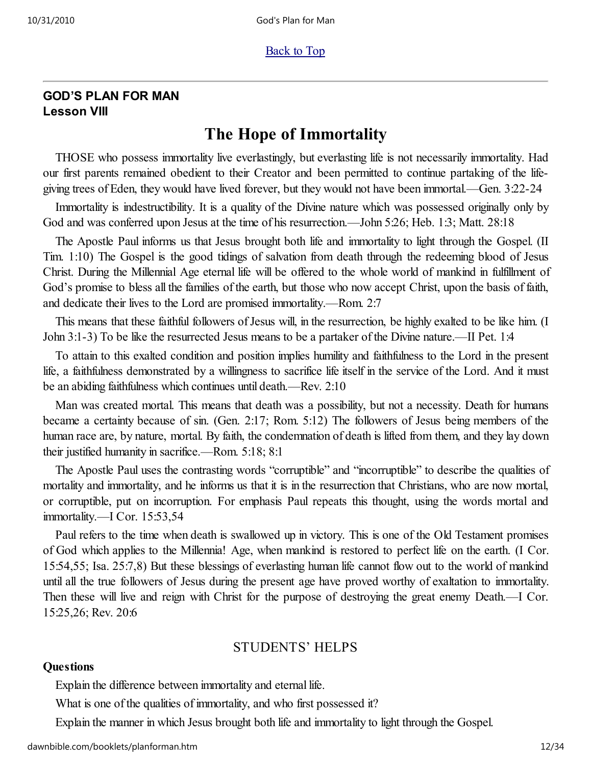[Back to Top]

---

**GOD'S PLAN FOR MAN**
**Lesson VIII**

# The Hope of Immortality

THOSE who possess immortality live everlastingly, but everlasting life is not necessarily immortality. Had our first parents remained obedient to their Creator and been permitted to continue partaking of the life-giving trees of Eden, they would have lived forever, but they would not have been immortal.—Gen. 3:22-24

Immortality is indestructibility. It is a quality of the Divine nature which was possessed originally only by God and was conferred upon Jesus at the time of his resurrection.—John 5:26; Heb. 1:3; Matt. 28:18

The Apostle Paul informs us that Jesus brought both life and immortality to light through the Gospel. (II Tim. 1:10) The Gospel is the good tidings of salvation from death through the redeeming blood of Jesus Christ. During the Millennial Age eternal life will be offered to the whole world of mankind in fulfillment of God's promise to bless all the families of the earth, but those who now accept Christ, upon the basis of faith, and dedicate their lives to the Lord are promised immortality.—Rom. 2:7

This means that these faithful followers of Jesus will, in the resurrection, be highly exalted to be like him. (I John 3:1-3) To be like the resurrected Jesus means to be a partaker of the Divine nature.—II Pet. 1:4

To attain to this exalted condition and position implies humility and faithfulness to the Lord in the present life, a faithfulness demonstrated by a willingness to sacrifice life itself in the service of the Lord. And it must be an abiding faithfulness which continues until death.—Rev. 2:10

Man was created mortal. This means that death was a possibility, but not a necessity. Death for humans became a certainty because of sin. (Gen. 2:17; Rom. 5:12) The followers of Jesus being members of the human race are, by nature, mortal. By faith, the condemnation of death is lifted from them, and they lay down their justified humanity in sacrifice.—Rom. 5:18; 8:1

The Apostle Paul uses the contrasting words "corruptible" and "incorruptible" to describe the qualities of mortality and immortality, and he informs us that it is in the resurrection that Christians, who are now mortal, or corruptible, put on incorruption. For emphasis Paul repeats this thought, using the words mortal and immortality.—I Cor. 15:53,54

Paul refers to the time when death is swallowed up in victory. This is one of the Old Testament promises of God which applies to the Millennia! Age, when mankind is restored to perfect life on the earth. (I Cor. 15:54,55; Isa. 25:7,8) But these blessings of everlasting human life cannot flow out to the world of mankind until all the true followers of Jesus during the present age have proved worthy of exaltation to immortality. Then these will live and reign with Christ for the purpose of destroying the great enemy Death.—I Cor. 15:25,26; Rev. 20:6

## STUDENTS' HELPS

**Questions**

Explain the difference between immortality and eternal life.

What is one of the qualities of immortality, and who first possessed it?

Explain the manner in which Jesus brought both life and immortality to light through the Gospel.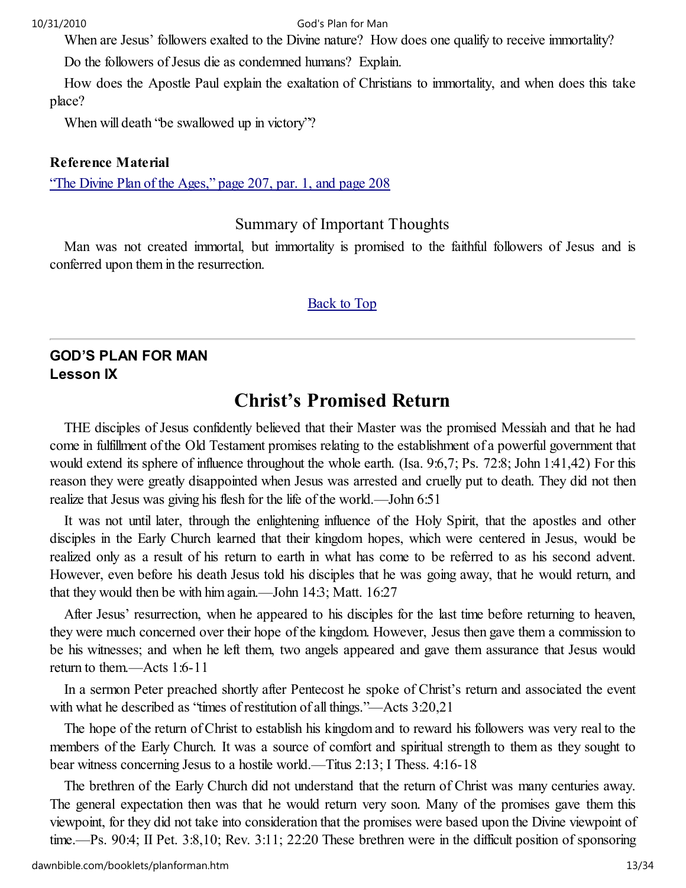When are Jesus' followers exalted to the Divine nature? How does one qualify to receive immortality?

Do the followers of Jesus die as condemned humans? Explain.

How does the Apostle Paul explain the exaltation of Christians to immortality, and when does this take place?

When will death "be swallowed up in victory"?

**Reference Material**

"The Divine Plan of the Ages," page 207, par. 1, and page 208

### Summary of Important Thoughts

Man was not created immortal, but immortality is promised to the faithful followers of Jesus and is conferred upon them in the resurrection.

Back to Top

---

**GOD'S PLAN FOR MAN**
**Lesson IX**

# Christ's Promised Return

THE disciples of Jesus confidently believed that their Master was the promised Messiah and that he had come in fulfillment of the Old Testament promises relating to the establishment of a powerful government that would extend its sphere of influence throughout the whole earth. (Isa. 9:6,7; Ps. 72:8; John 1:41,42) For this reason they were greatly disappointed when Jesus was arrested and cruelly put to death. They did not then realize that Jesus was giving his flesh for the life of the world.—John 6:51

It was not until later, through the enlightening influence of the Holy Spirit, that the apostles and other disciples in the Early Church learned that their kingdom hopes, which were centered in Jesus, would be realized only as a result of his return to earth in what has come to be referred to as his second advent. However, even before his death Jesus told his disciples that he was going away, that he would return, and that they would then be with him again.—John 14:3; Matt. 16:27

After Jesus' resurrection, when he appeared to his disciples for the last time before returning to heaven, they were much concerned over their hope of the kingdom. However, Jesus then gave them a commission to be his witnesses; and when he left them, two angels appeared and gave them assurance that Jesus would return to them.—Acts 1:6-11

In a sermon Peter preached shortly after Pentecost he spoke of Christ's return and associated the event with what he described as "times of restitution of all things."—Acts 3:20,21

The hope of the return of Christ to establish his kingdom and to reward his followers was very real to the members of the Early Church. It was a source of comfort and spiritual strength to them as they sought to bear witness concerning Jesus to a hostile world.—Titus 2:13; I Thess. 4:16-18

The brethren of the Early Church did not understand that the return of Christ was many centuries away. The general expectation then was that he would return very soon. Many of the promises gave them this viewpoint, for they did not take into consideration that the promises were based upon the Divine viewpoint of time.—Ps. 90:4; II Pet. 3:8,10; Rev. 3:11; 22:20 These brethren were in the difficult position of sponsoring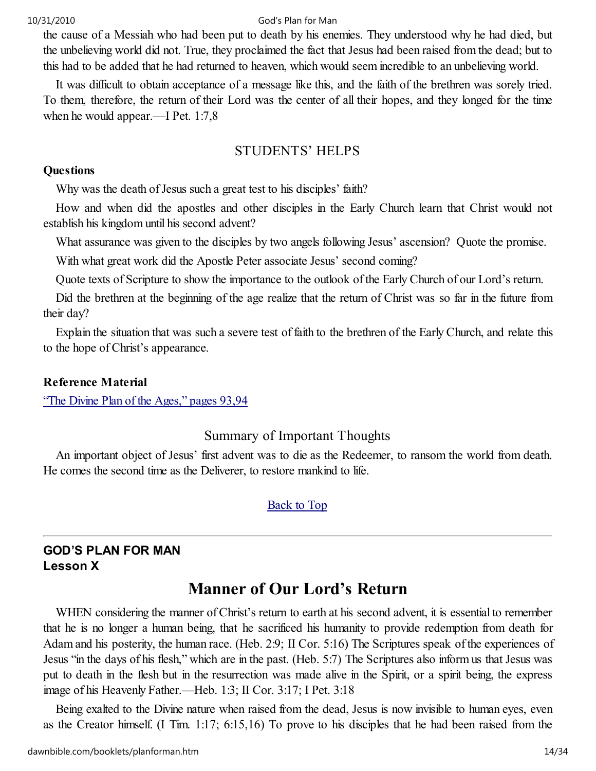the cause of a Messiah who had been put to death by his enemies. They understood why he had died, but the unbelieving world did not. True, they proclaimed the fact that Jesus had been raised from the dead; but to this had to be added that he had returned to heaven, which would seem incredible to an unbelieving world.

It was difficult to obtain acceptance of a message like this, and the faith of the brethren was sorely tried. To them, therefore, the return of their Lord was the center of all their hopes, and they longed for the time when he would appear.—I Pet. 1:7,8

## STUDENTS' HELPS

**Questions**

Why was the death of Jesus such a great test to his disciples' faith?

How and when did the apostles and other disciples in the Early Church learn that Christ would not establish his kingdom until his second advent?

What assurance was given to the disciples by two angels following Jesus' ascension? Quote the promise.

With what great work did the Apostle Peter associate Jesus' second coming?

Quote texts of Scripture to show the importance to the outlook of the Early Church of our Lord's return.

Did the brethren at the beginning of the age realize that the return of Christ was so far in the future from their day?

Explain the situation that was such a severe test of faith to the brethren of the Early Church, and relate this to the hope of Christ's appearance.

**Reference Material**

"The Divine Plan of the Ages," pages 93,94

## Summary of Important Thoughts

An important object of Jesus' first advent was to die as the Redeemer, to ransom the world from death. He comes the second time as the Deliverer, to restore mankind to life.

Back to Top

---

**GOD'S PLAN FOR MAN**
**Lesson X**

# Manner of Our Lord's Return

WHEN considering the manner of Christ's return to earth at his second advent, it is essential to remember that he is no longer a human being, that he sacrificed his humanity to provide redemption from death for Adam and his posterity, the human race. (Heb. 2:9; II Cor. 5:16) The Scriptures speak of the experiences of Jesus "in the days of his flesh," which are in the past. (Heb. 5:7) The Scriptures also inform us that Jesus was put to death in the flesh but in the resurrection was made alive in the Spirit, or a spirit being, the express image of his Heavenly Father.—Heb. 1:3; II Cor. 3:17; I Pet. 3:18

Being exalted to the Divine nature when raised from the dead, Jesus is now invisible to human eyes, even as the Creator himself. (I Tim. 1:17; 6:15,16) To prove to his disciples that he had been raised from the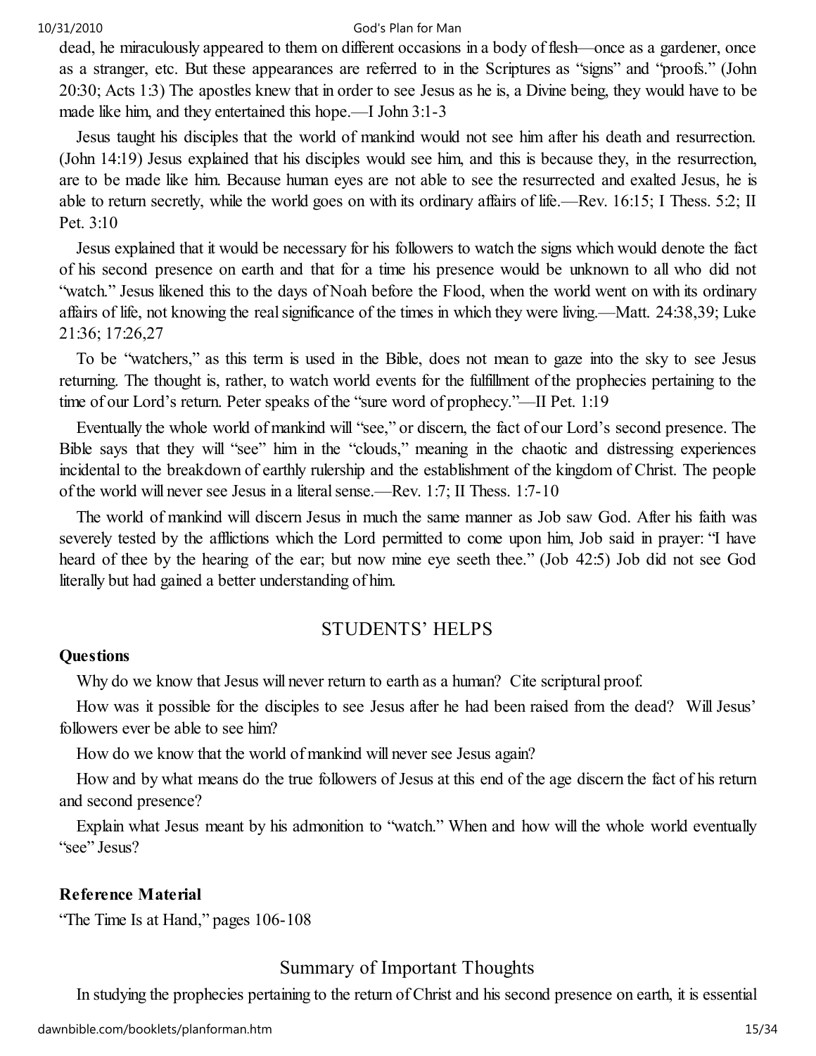dead, he miraculously appeared to them on different occasions in a body of flesh—once as a gardener, once as a stranger, etc. But these appearances are referred to in the Scriptures as "signs" and "proofs." (John 20:30; Acts 1:3) The apostles knew that in order to see Jesus as he is, a Divine being, they would have to be made like him, and they entertained this hope.—I John 3:1-3

Jesus taught his disciples that the world of mankind would not see him after his death and resurrection. (John 14:19) Jesus explained that his disciples would see him, and this is because they, in the resurrection, are to be made like him. Because human eyes are not able to see the resurrected and exalted Jesus, he is able to return secretly, while the world goes on with its ordinary affairs of life.—Rev. 16:15; I Thess. 5:2; II Pet. 3:10

Jesus explained that it would be necessary for his followers to watch the signs which would denote the fact of his second presence on earth and that for a time his presence would be unknown to all who did not "watch." Jesus likened this to the days of Noah before the Flood, when the world went on with its ordinary affairs of life, not knowing the real significance of the times in which they were living.—Matt. 24:38,39; Luke 21:36; 17:26,27

To be "watchers," as this term is used in the Bible, does not mean to gaze into the sky to see Jesus returning. The thought is, rather, to watch world events for the fulfillment of the prophecies pertaining to the time of our Lord's return. Peter speaks of the "sure word of prophecy."—II Pet. 1:19

Eventually the whole world of mankind will "see," or discern, the fact of our Lord's second presence. The Bible says that they will "see" him in the "clouds," meaning in the chaotic and distressing experiences incidental to the breakdown of earthly rulership and the establishment of the kingdom of Christ. The people of the world will never see Jesus in a literal sense.—Rev. 1:7; II Thess. 1:7-10

The world of mankind will discern Jesus in much the same manner as Job saw God. After his faith was severely tested by the afflictions which the Lord permitted to come upon him, Job said in prayer: "I have heard of thee by the hearing of the ear; but now mine eye seeth thee." (Job 42:5) Job did not see God literally but had gained a better understanding of him.

## STUDENTS' HELPS

**Questions**

Why do we know that Jesus will never return to earth as a human? Cite scriptural proof.

How was it possible for the disciples to see Jesus after he had been raised from the dead? Will Jesus' followers ever be able to see him?

How do we know that the world of mankind will never see Jesus again?

How and by what means do the true followers of Jesus at this end of the age discern the fact of his return and second presence?

Explain what Jesus meant by his admonition to "watch." When and how will the whole world eventually "see" Jesus?

**Reference Material**

"The Time Is at Hand," pages 106-108

## Summary of Important Thoughts

In studying the prophecies pertaining to the return of Christ and his second presence on earth, it is essential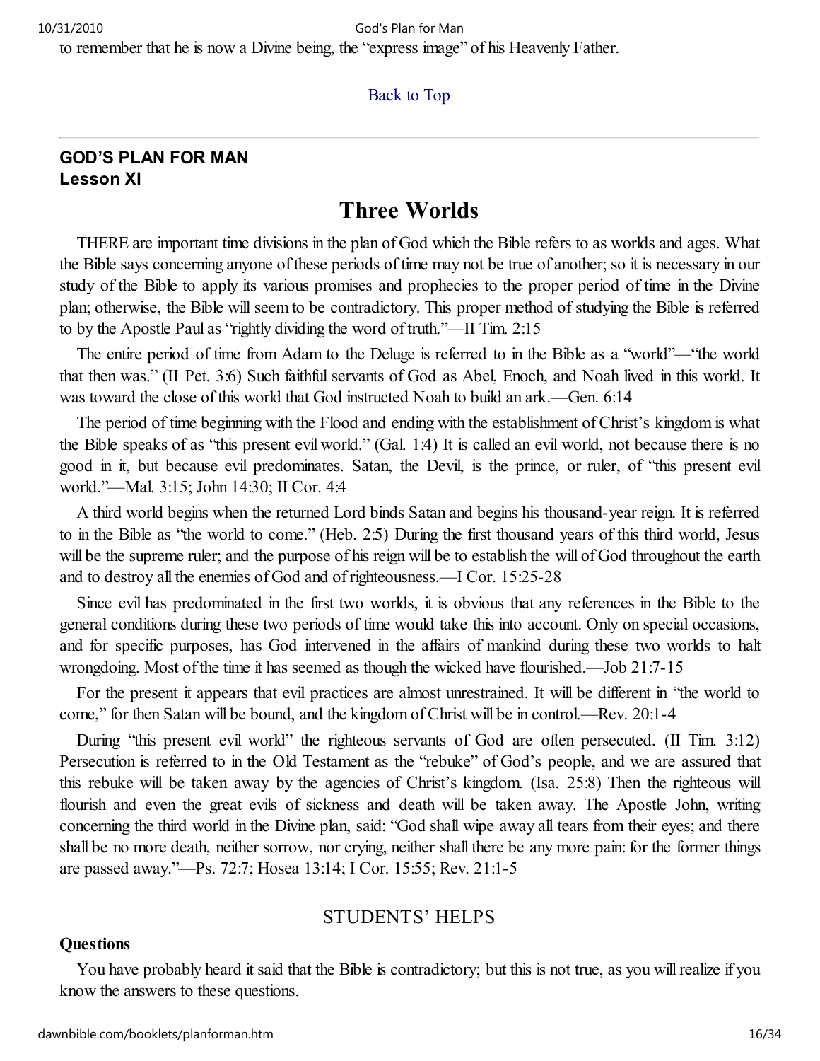to remember that he is now a Divine being, the "express image" of his Heavenly Father.

Back to Top

---

**GOD'S PLAN FOR MAN**
**Lesson XI**

# Three Worlds

THERE are important time divisions in the plan of God which the Bible refers to as worlds and ages. What the Bible says concerning anyone of these periods of time may not be true of another; so it is necessary in our study of the Bible to apply its various promises and prophecies to the proper period of time in the Divine plan; otherwise, the Bible will seem to be contradictory. This proper method of studying the Bible is referred to by the Apostle Paul as "rightly dividing the word of truth."—II Tim. 2:15

The entire period of time from Adam to the Deluge is referred to in the Bible as a "world"—"the world that then was." (II Pet. 3:6) Such faithful servants of God as Abel, Enoch, and Noah lived in this world. It was toward the close of this world that God instructed Noah to build an ark.—Gen. 6:14

The period of time beginning with the Flood and ending with the establishment of Christ's kingdom is what the Bible speaks of as "this present evil world." (Gal. 1:4) It is called an evil world, not because there is no good in it, but because evil predominates. Satan, the Devil, is the prince, or ruler, of "this present evil world."—Mal. 3:15; John 14:30; II Cor. 4:4

A third world begins when the returned Lord binds Satan and begins his thousand-year reign. It is referred to in the Bible as "the world to come." (Heb. 2:5) During the first thousand years of this third world, Jesus will be the supreme ruler; and the purpose of his reign will be to establish the will of God throughout the earth and to destroy all the enemies of God and of righteousness.—I Cor. 15:25-28

Since evil has predominated in the first two worlds, it is obvious that any references in the Bible to the general conditions during these two periods of time would take this into account. Only on special occasions, and for specific purposes, has God intervened in the affairs of mankind during these two worlds to halt wrongdoing. Most of the time it has seemed as though the wicked have flourished.—Job 21:7-15

For the present it appears that evil practices are almost unrestrained. It will be different in "the world to come," for then Satan will be bound, and the kingdom of Christ will be in control.—Rev. 20:1-4

During "this present evil world" the righteous servants of God are often persecuted. (II Tim. 3:12) Persecution is referred to in the Old Testament as the "rebuke" of God's people, and we are assured that this rebuke will be taken away by the agencies of Christ's kingdom. (Isa. 25:8) Then the righteous will flourish and even the great evils of sickness and death will be taken away. The Apostle John, writing concerning the third world in the Divine plan, said: "God shall wipe away all tears from their eyes; and there shall be no more death, neither sorrow, nor crying, neither shall there be any more pain: for the former things are passed away."—Ps. 72:7; Hosea 13:14; I Cor. 15:55; Rev. 21:1-5

## STUDENTS' HELPS

**Questions**

You have probably heard it said that the Bible is contradictory; but this is not true, as you will realize if you know the answers to these questions.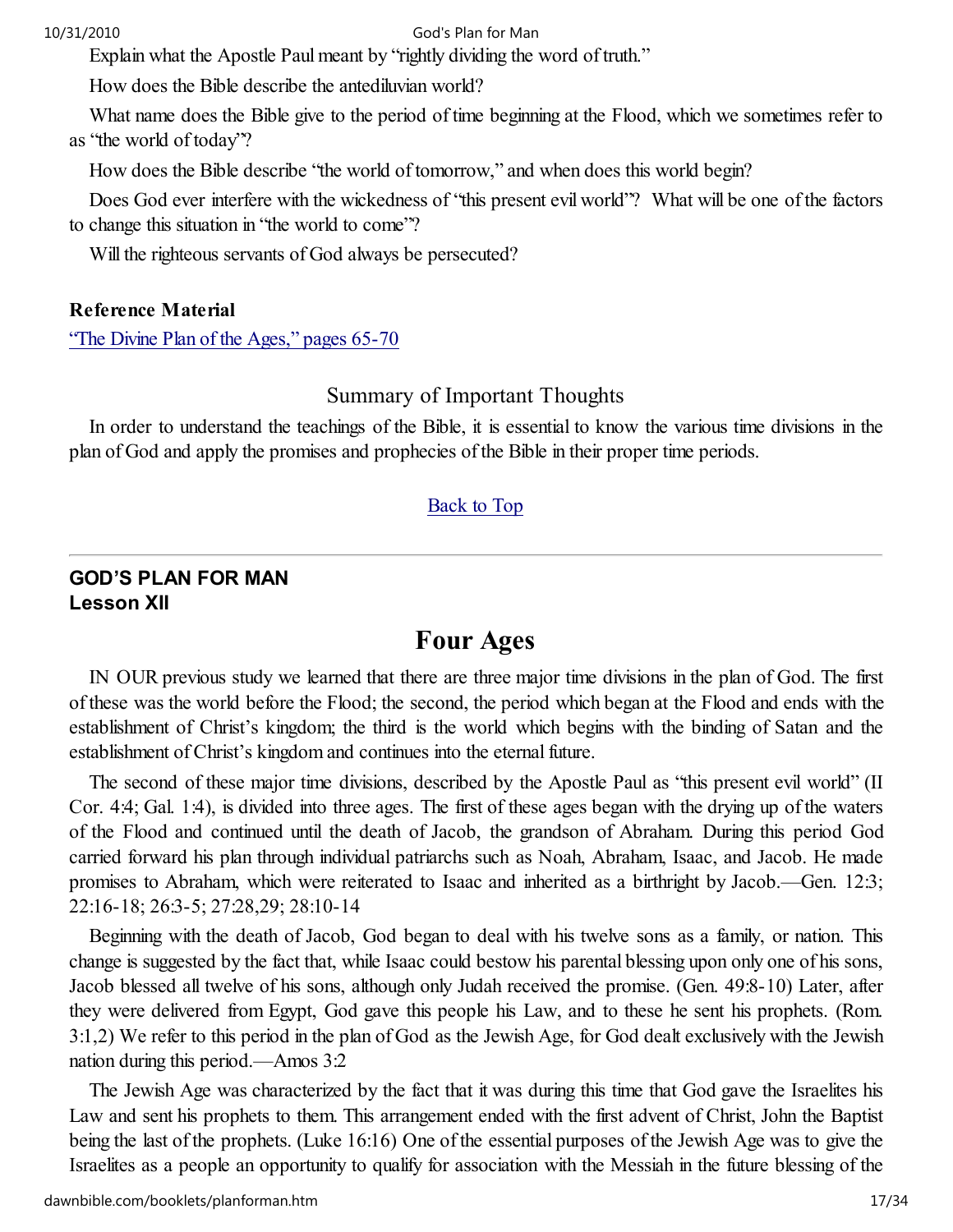Explain what the Apostle Paul meant by "rightly dividing the word of truth."

How does the Bible describe the antediluvian world?

What name does the Bible give to the period of time beginning at the Flood, which we sometimes refer to as "the world of today"?

How does the Bible describe "the world of tomorrow," and when does this world begin?

Does God ever interfere with the wickedness of "this present evil world"? What will be one of the factors to change this situation in "the world to come"?

Will the righteous servants of God always be persecuted?

**Reference Material**

"The Divine Plan of the Ages," pages 65-70

## Summary of Important Thoughts

In order to understand the teachings of the Bible, it is essential to know the various time divisions in the plan of God and apply the promises and prophecies of the Bible in their proper time periods.

Back to Top

---

**GOD'S PLAN FOR MAN**
**Lesson XII**

# Four Ages

IN OUR previous study we learned that there are three major time divisions in the plan of God. The first of these was the world before the Flood; the second, the period which began at the Flood and ends with the establishment of Christ's kingdom; the third is the world which begins with the binding of Satan and the establishment of Christ's kingdom and continues into the eternal future.

The second of these major time divisions, described by the Apostle Paul as "this present evil world" (II Cor. 4:4; Gal. 1:4), is divided into three ages. The first of these ages began with the drying up of the waters of the Flood and continued until the death of Jacob, the grandson of Abraham. During this period God carried forward his plan through individual patriarchs such as Noah, Abraham, Isaac, and Jacob. He made promises to Abraham, which were reiterated to Isaac and inherited as a birthright by Jacob.—Gen. 12:3; 22:16-18; 26:3-5; 27:28,29; 28:10-14

Beginning with the death of Jacob, God began to deal with his twelve sons as a family, or nation. This change is suggested by the fact that, while Isaac could bestow his parental blessing upon only one of his sons, Jacob blessed all twelve of his sons, although only Judah received the promise. (Gen. 49:8-10) Later, after they were delivered from Egypt, God gave this people his Law, and to these he sent his prophets. (Rom. 3:1,2) We refer to this period in the plan of God as the Jewish Age, for God dealt exclusively with the Jewish nation during this period.—Amos 3:2

The Jewish Age was characterized by the fact that it was during this time that God gave the Israelites his Law and sent his prophets to them. This arrangement ended with the first advent of Christ, John the Baptist being the last of the prophets. (Luke 16:16) One of the essential purposes of the Jewish Age was to give the Israelites as a people an opportunity to qualify for association with the Messiah in the future blessing of the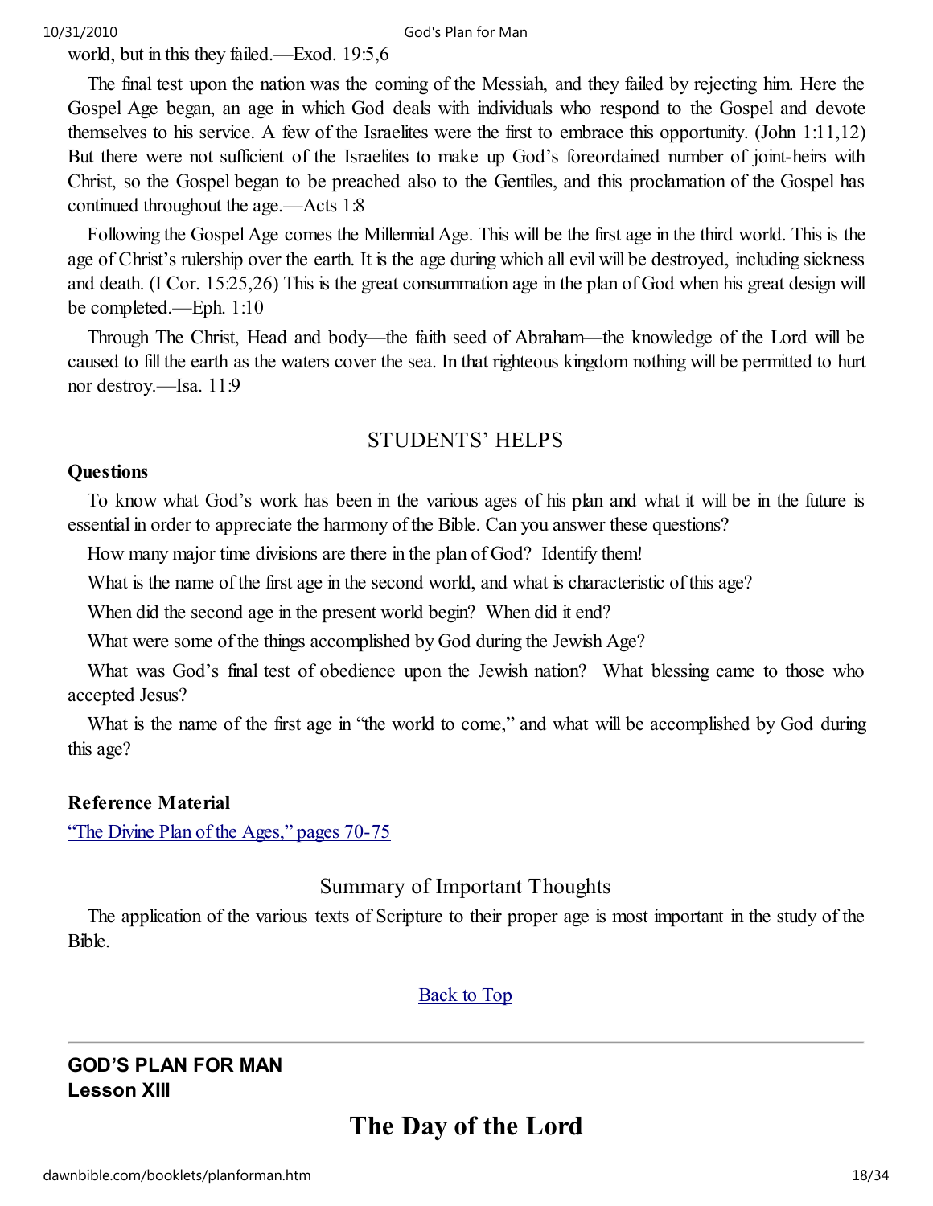world, but in this they failed.—Exod. 19:5,6

The final test upon the nation was the coming of the Messiah, and they failed by rejecting him. Here the Gospel Age began, an age in which God deals with individuals who respond to the Gospel and devote themselves to his service. A few of the Israelites were the first to embrace this opportunity. (John 1:11,12) But there were not sufficient of the Israelites to make up God's foreordained number of joint-heirs with Christ, so the Gospel began to be preached also to the Gentiles, and this proclamation of the Gospel has continued throughout the age.—Acts 1:8

Following the Gospel Age comes the Millennial Age. This will be the first age in the third world. This is the age of Christ's rulership over the earth. It is the age during which all evil will be destroyed, including sickness and death. (I Cor. 15:25,26) This is the great consummation age in the plan of God when his great design will be completed.—Eph. 1:10

Through The Christ, Head and body—the faith seed of Abraham—the knowledge of the Lord will be caused to fill the earth as the waters cover the sea. In that righteous kingdom nothing will be permitted to hurt nor destroy.—Isa. 11:9

## STUDENTS' HELPS

**Questions**

To know what God's work has been in the various ages of his plan and what it will be in the future is essential in order to appreciate the harmony of the Bible. Can you answer these questions?

How many major time divisions are there in the plan of God? Identify them!

What is the name of the first age in the second world, and what is characteristic of this age?

When did the second age in the present world begin? When did it end?

What were some of the things accomplished by God during the Jewish Age?

What was God's final test of obedience upon the Jewish nation? What blessing came to those who accepted Jesus?

What is the name of the first age in "the world to come," and what will be accomplished by God during this age?

**Reference Material**

"The Divine Plan of the Ages," pages 70-75

## Summary of Important Thoughts

The application of the various texts of Scripture to their proper age is most important in the study of the Bible.

Back to Top

---

**GOD'S PLAN FOR MAN**
**Lesson XIII**

# The Day of the Lord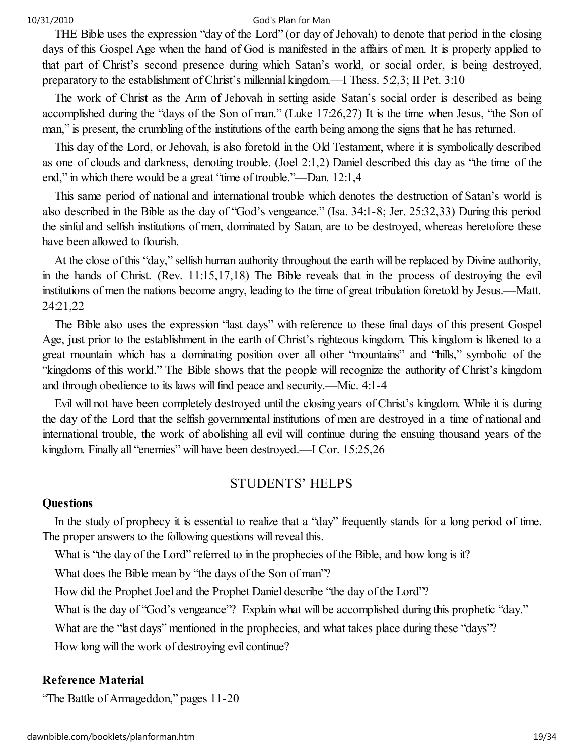THE Bible uses the expression "day of the Lord" (or day of Jehovah) to denote that period in the closing days of this Gospel Age when the hand of God is manifested in the affairs of men. It is properly applied to that part of Christ's second presence during which Satan's world, or social order, is being destroyed, preparatory to the establishment of Christ's millennial kingdom.—I Thess. 5:2,3; II Pet. 3:10

The work of Christ as the Arm of Jehovah in setting aside Satan's social order is described as being accomplished during the "days of the Son of man." (Luke 17:26,27) It is the time when Jesus, "the Son of man," is present, the crumbling of the institutions of the earth being among the signs that he has returned.

This day of the Lord, or Jehovah, is also foretold in the Old Testament, where it is symbolically described as one of clouds and darkness, denoting trouble. (Joel 2:1,2) Daniel described this day as "the time of the end," in which there would be a great "time of trouble."—Dan. 12:1,4

This same period of national and international trouble which denotes the destruction of Satan's world is also described in the Bible as the day of "God's vengeance." (Isa. 34:1-8; Jer. 25:32,33) During this period the sinful and selfish institutions of men, dominated by Satan, are to be destroyed, whereas heretofore these have been allowed to flourish.

At the close of this "day," selfish human authority throughout the earth will be replaced by Divine authority, in the hands of Christ. (Rev. 11:15,17,18) The Bible reveals that in the process of destroying the evil institutions of men the nations become angry, leading to the time of great tribulation foretold by Jesus.—Matt. 24:21,22

The Bible also uses the expression "last days" with reference to these final days of this present Gospel Age, just prior to the establishment in the earth of Christ's righteous kingdom. This kingdom is likened to a great mountain which has a dominating position over all other "mountains" and "hills," symbolic of the "kingdoms of this world." The Bible shows that the people will recognize the authority of Christ's kingdom and through obedience to its laws will find peace and security.—Mic. 4:1-4

Evil will not have been completely destroyed until the closing years of Christ's kingdom. While it is during the day of the Lord that the selfish governmental institutions of men are destroyed in a time of national and international trouble, the work of abolishing all evil will continue during the ensuing thousand years of the kingdom. Finally all "enemies" will have been destroyed.—I Cor. 15:25,26

## STUDENTS' HELPS

**Questions**

In the study of prophecy it is essential to realize that a "day" frequently stands for a long period of time. The proper answers to the following questions will reveal this.

What is "the day of the Lord" referred to in the prophecies of the Bible, and how long is it?

What does the Bible mean by "the days of the Son of man"?

How did the Prophet Joel and the Prophet Daniel describe "the day of the Lord"?

What is the day of "God's vengeance"? Explain what will be accomplished during this prophetic "day."

What are the "last days" mentioned in the prophecies, and what takes place during these "days"?

How long will the work of destroying evil continue?

**Reference Material**

"The Battle of Armageddon," pages 11-20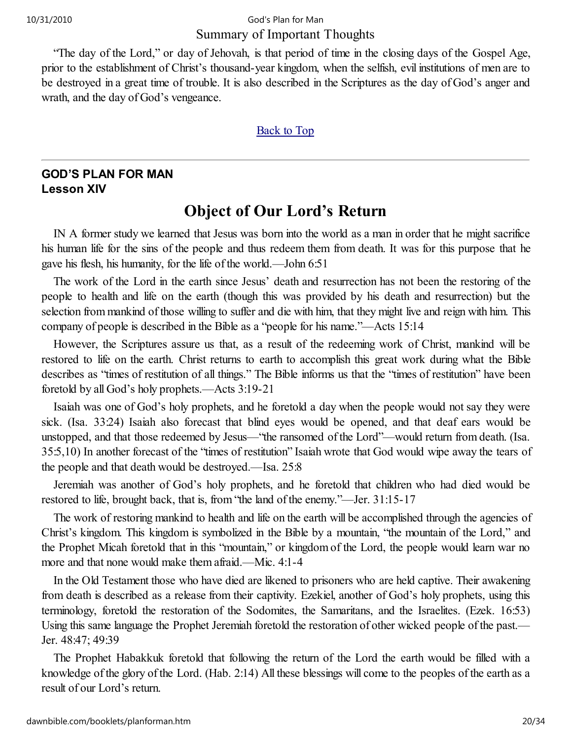Summary of Important Thoughts

"The day of the Lord," or day of Jehovah, is that period of time in the closing days of the Gospel Age, prior to the establishment of Christ's thousand-year kingdom, when the selfish, evil institutions of men are to be destroyed in a great time of trouble. It is also described in the Scriptures as the day of God's anger and wrath, and the day of God's vengeance.

Back to Top

---

**GOD'S PLAN FOR MAN**
**Lesson XIV**

# Object of Our Lord's Return

IN A former study we learned that Jesus was born into the world as a man in order that he might sacrifice his human life for the sins of the people and thus redeem them from death. It was for this purpose that he gave his flesh, his humanity, for the life of the world.—John 6:51

The work of the Lord in the earth since Jesus' death and resurrection has not been the restoring of the people to health and life on the earth (though this was provided by his death and resurrection) but the selection from mankind of those willing to suffer and die with him, that they might live and reign with him. This company of people is described in the Bible as a "people for his name."—Acts 15:14

However, the Scriptures assure us that, as a result of the redeeming work of Christ, mankind will be restored to life on the earth. Christ returns to earth to accomplish this great work during what the Bible describes as "times of restitution of all things." The Bible informs us that the "times of restitution" have been foretold by all God's holy prophets.—Acts 3:19-21

Isaiah was one of God's holy prophets, and he foretold a day when the people would not say they were sick. (Isa. 33:24) Isaiah also forecast that blind eyes would be opened, and that deaf ears would be unstopped, and that those redeemed by Jesus—"the ransomed of the Lord"—would return from death. (Isa. 35:5,10) In another forecast of the "times of restitution" Isaiah wrote that God would wipe away the tears of the people and that death would be destroyed.—Isa. 25:8

Jeremiah was another of God's holy prophets, and he foretold that children who had died would be restored to life, brought back, that is, from "the land of the enemy."—Jer. 31:15-17

The work of restoring mankind to health and life on the earth will be accomplished through the agencies of Christ's kingdom. This kingdom is symbolized in the Bible by a mountain, "the mountain of the Lord," and the Prophet Micah foretold that in this "mountain," or kingdom of the Lord, the people would learn war no more and that none would make them afraid.—Mic. 4:1-4

In the Old Testament those who have died are likened to prisoners who are held captive. Their awakening from death is described as a release from their captivity. Ezekiel, another of God's holy prophets, using this terminology, foretold the restoration of the Sodomites, the Samaritans, and the Israelites. (Ezek. 16:53) Using this same language the Prophet Jeremiah foretold the restoration of other wicked people of the past.—Jer. 48:47; 49:39

The Prophet Habakkuk foretold that following the return of the Lord the earth would be filled with a knowledge of the glory of the Lord. (Hab. 2:14) All these blessings will come to the peoples of the earth as a result of our Lord's return.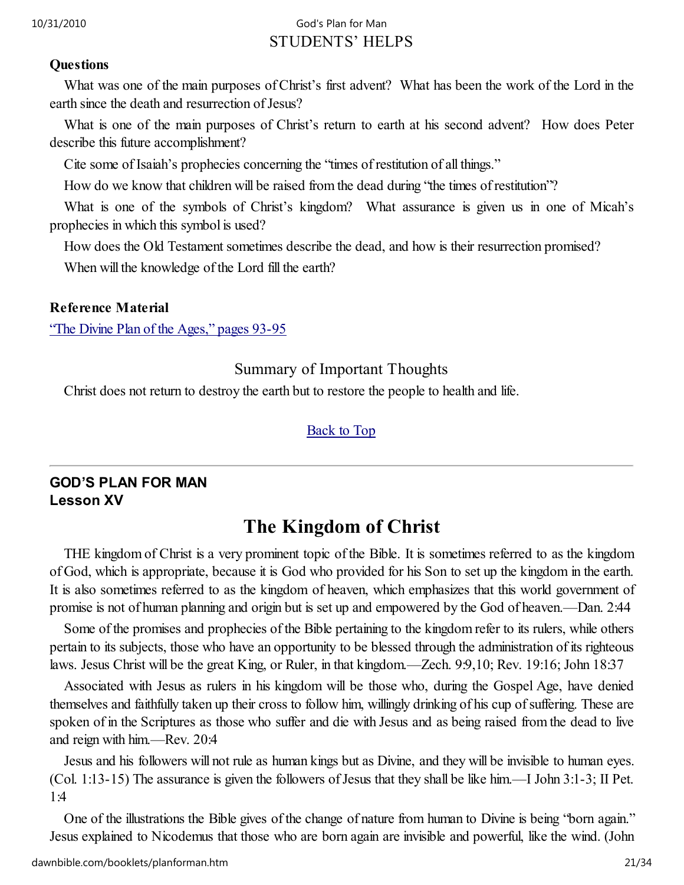STUDENTS' HELPS

**Questions**

What was one of the main purposes of Christ's first advent? What has been the work of the Lord in the earth since the death and resurrection of Jesus?

What is one of the main purposes of Christ's return to earth at his second advent? How does Peter describe this future accomplishment?

Cite some of Isaiah's prophecies concerning the "times of restitution of all things."

How do we know that children will be raised from the dead during "the times of restitution"?

What is one of the symbols of Christ's kingdom? What assurance is given us in one of Micah's prophecies in which this symbol is used?

How does the Old Testament sometimes describe the dead, and how is their resurrection promised?

When will the knowledge of the Lord fill the earth?

**Reference Material**

["The Divine Plan of the Ages," pages 93-95]

Summary of Important Thoughts

Christ does not return to destroy the earth but to restore the people to health and life.

[Back to Top]

---

**GOD'S PLAN FOR MAN**
**Lesson XV**

# The Kingdom of Christ

THE kingdom of Christ is a very prominent topic of the Bible. It is sometimes referred to as the kingdom of God, which is appropriate, because it is God who provided for his Son to set up the kingdom in the earth. It is also sometimes referred to as the kingdom of heaven, which emphasizes that this world government of promise is not of human planning and origin but is set up and empowered by the God of heaven.—Dan. 2:44

Some of the promises and prophecies of the Bible pertaining to the kingdom refer to its rulers, while others pertain to its subjects, those who have an opportunity to be blessed through the administration of its righteous laws. Jesus Christ will be the great King, or Ruler, in that kingdom.—Zech. 9:9,10; Rev. 19:16; John 18:37

Associated with Jesus as rulers in his kingdom will be those who, during the Gospel Age, have denied themselves and faithfully taken up their cross to follow him, willingly drinking of his cup of suffering. These are spoken of in the Scriptures as those who suffer and die with Jesus and as being raised from the dead to live and reign with him.—Rev. 20:4

Jesus and his followers will not rule as human kings but as Divine, and they will be invisible to human eyes. (Col. 1:13-15) The assurance is given the followers of Jesus that they shall be like him.—I John 3:1-3; II Pet. 1:4

One of the illustrations the Bible gives of the change of nature from human to Divine is being "born again." Jesus explained to Nicodemus that those who are born again are invisible and powerful, like the wind. (John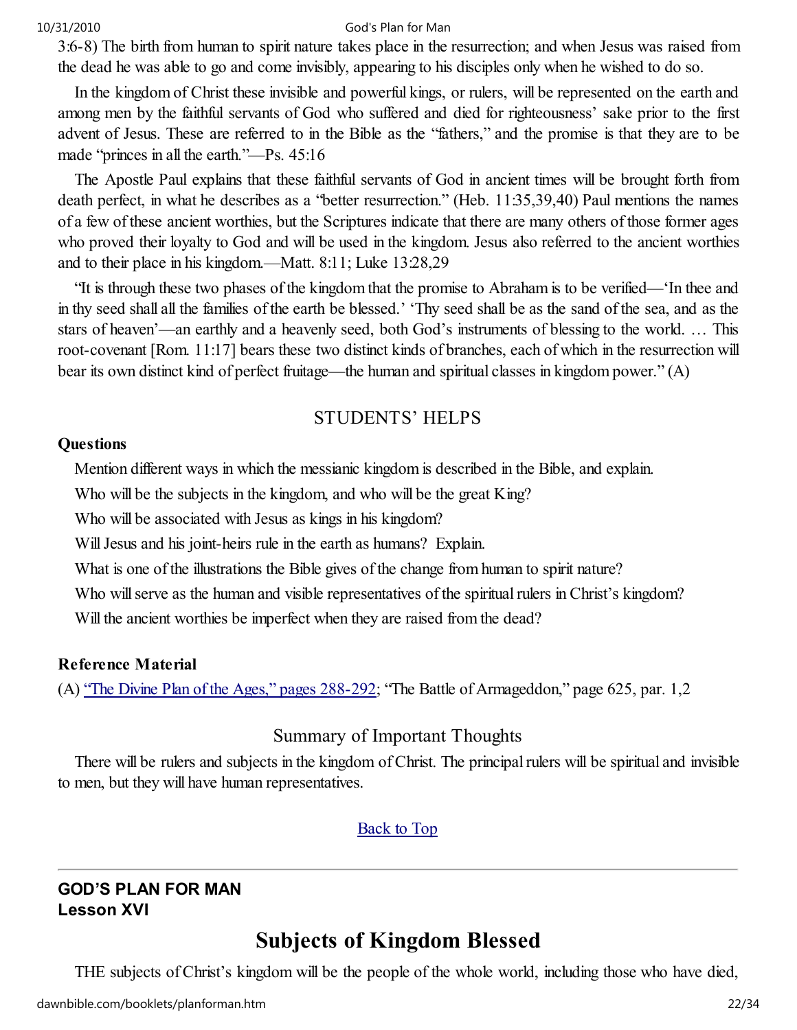3:6-8) The birth from human to spirit nature takes place in the resurrection; and when Jesus was raised from the dead he was able to go and come invisibly, appearing to his disciples only when he wished to do so.

In the kingdom of Christ these invisible and powerful kings, or rulers, will be represented on the earth and among men by the faithful servants of God who suffered and died for righteousness' sake prior to the first advent of Jesus. These are referred to in the Bible as the "fathers," and the promise is that they are to be made "princes in all the earth."—Ps. 45:16

The Apostle Paul explains that these faithful servants of God in ancient times will be brought forth from death perfect, in what he describes as a "better resurrection." (Heb. 11:35,39,40) Paul mentions the names of a few of these ancient worthies, but the Scriptures indicate that there are many others of those former ages who proved their loyalty to God and will be used in the kingdom. Jesus also referred to the ancient worthies and to their place in his kingdom.—Matt. 8:11; Luke 13:28,29

"It is through these two phases of the kingdom that the promise to Abraham is to be verified—'In thee and in thy seed shall all the families of the earth be blessed.' 'Thy seed shall be as the sand of the sea, and as the stars of heaven'—an earthly and a heavenly seed, both God's instruments of blessing to the world. … This root-covenant [Rom. 11:17] bears these two distinct kinds of branches, each of which in the resurrection will bear its own distinct kind of perfect fruitage—the human and spiritual classes in kingdom power." (A)

## STUDENTS' HELPS

**Questions**

Mention different ways in which the messianic kingdom is described in the Bible, and explain.

Who will be the subjects in the kingdom, and who will be the great King?

Who will be associated with Jesus as kings in his kingdom?

Will Jesus and his joint-heirs rule in the earth as humans? Explain.

What is one of the illustrations the Bible gives of the change from human to spirit nature?

Who will serve as the human and visible representatives of the spiritual rulers in Christ's kingdom?

Will the ancient worthies be imperfect when they are raised from the dead?

**Reference Material**

(A) "The Divine Plan of the Ages," pages 288-292; "The Battle of Armageddon," page 625, par. 1,2

## Summary of Important Thoughts

There will be rulers and subjects in the kingdom of Christ. The principal rulers will be spiritual and invisible to men, but they will have human representatives.

Back to Top

---

**GOD'S PLAN FOR MAN**
**Lesson XVI**

# Subjects of Kingdom Blessed

THE subjects of Christ's kingdom will be the people of the whole world, including those who have died,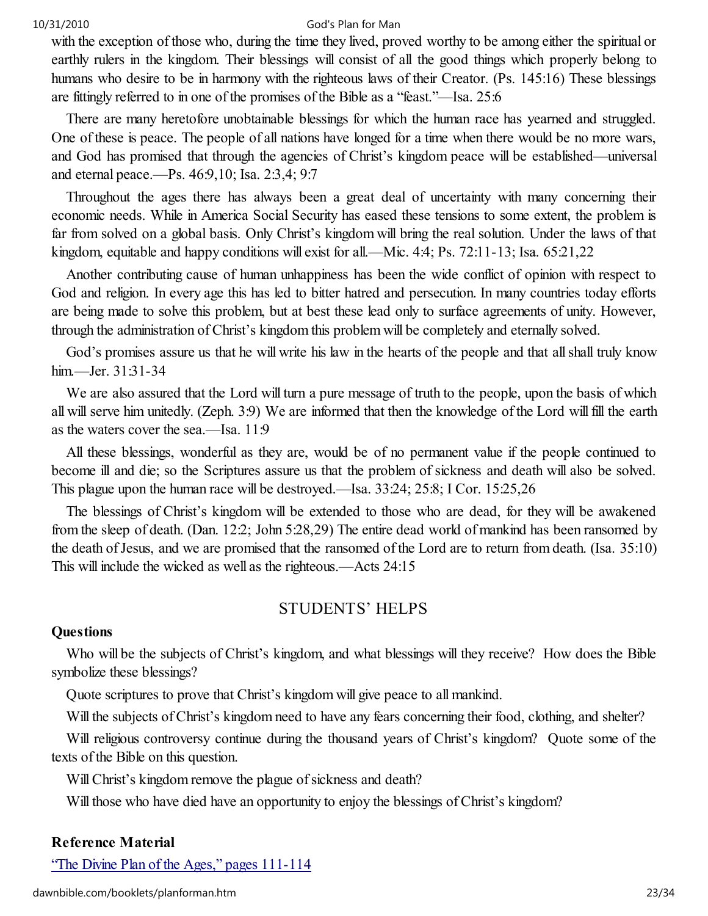with the exception of those who, during the time they lived, proved worthy to be among either the spiritual or earthly rulers in the kingdom. Their blessings will consist of all the good things which properly belong to humans who desire to be in harmony with the righteous laws of their Creator. (Ps. 145:16) These blessings are fittingly referred to in one of the promises of the Bible as a "feast."—Isa. 25:6

There are many heretofore unobtainable blessings for which the human race has yearned and struggled. One of these is peace. The people of all nations have longed for a time when there would be no more wars, and God has promised that through the agencies of Christ's kingdom peace will be established—universal and eternal peace.—Ps. 46:9,10; Isa. 2:3,4; 9:7

Throughout the ages there has always been a great deal of uncertainty with many concerning their economic needs. While in America Social Security has eased these tensions to some extent, the problem is far from solved on a global basis. Only Christ's kingdom will bring the real solution. Under the laws of that kingdom, equitable and happy conditions will exist for all.—Mic. 4:4; Ps. 72:11-13; Isa. 65:21,22

Another contributing cause of human unhappiness has been the wide conflict of opinion with respect to God and religion. In every age this has led to bitter hatred and persecution. In many countries today efforts are being made to solve this problem, but at best these lead only to surface agreements of unity. However, through the administration of Christ's kingdom this problem will be completely and eternally solved.

God's promises assure us that he will write his law in the hearts of the people and that all shall truly know him.—Jer. 31:31-34

We are also assured that the Lord will turn a pure message of truth to the people, upon the basis of which all will serve him unitedly. (Zeph. 3:9) We are informed that then the knowledge of the Lord will fill the earth as the waters cover the sea.—Isa. 11:9

All these blessings, wonderful as they are, would be of no permanent value if the people continued to become ill and die; so the Scriptures assure us that the problem of sickness and death will also be solved. This plague upon the human race will be destroyed.—Isa. 33:24; 25:8; I Cor. 15:25,26

The blessings of Christ's kingdom will be extended to those who are dead, for they will be awakened from the sleep of death. (Dan. 12:2; John 5:28,29) The entire dead world of mankind has been ransomed by the death of Jesus, and we are promised that the ransomed of the Lord are to return from death. (Isa. 35:10) This will include the wicked as well as the righteous.—Acts 24:15

## STUDENTS' HELPS

**Questions**

Who will be the subjects of Christ's kingdom, and what blessings will they receive? How does the Bible symbolize these blessings?

Quote scriptures to prove that Christ's kingdom will give peace to all mankind.

Will the subjects of Christ's kingdom need to have any fears concerning their food, clothing, and shelter?

Will religious controversy continue during the thousand years of Christ's kingdom? Quote some of the texts of the Bible on this question.

Will Christ's kingdom remove the plague of sickness and death?

Will those who have died have an opportunity to enjoy the blessings of Christ's kingdom?

**Reference Material**

"The Divine Plan of the Ages," pages 111-114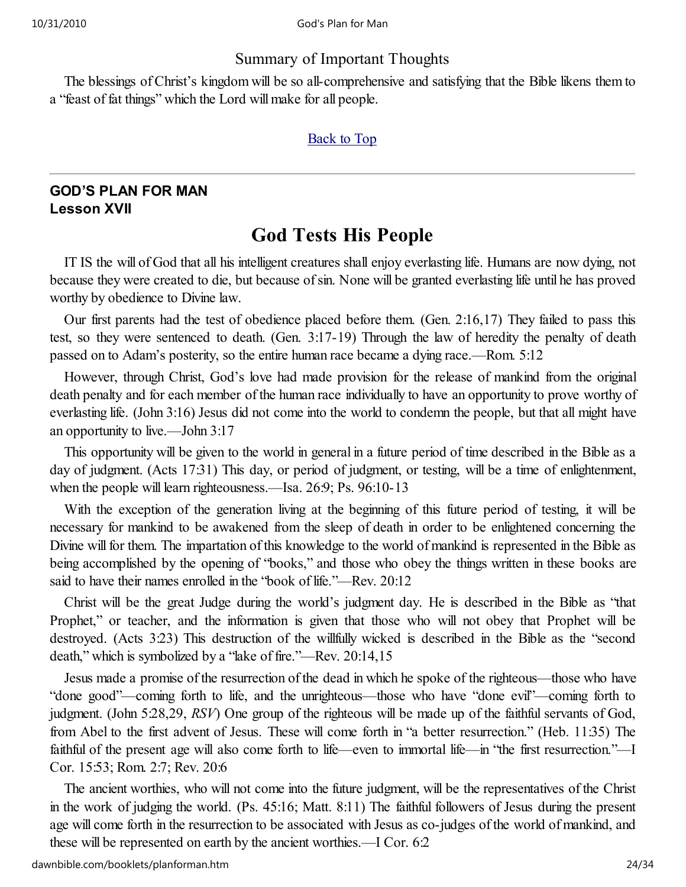## Summary of Important Thoughts

The blessings of Christ's kingdom will be so all-comprehensive and satisfying that the Bible likens them to a "feast of fat things" which the Lord will make for all people.

Back to Top

---

**GOD'S PLAN FOR MAN**
**Lesson XVII**

# God Tests His People

IT IS the will of God that all his intelligent creatures shall enjoy everlasting life. Humans are now dying, not because they were created to die, but because of sin. None will be granted everlasting life until he has proved worthy by obedience to Divine law.

Our first parents had the test of obedience placed before them. (Gen. 2:16,17) They failed to pass this test, so they were sentenced to death. (Gen. 3:17-19) Through the law of heredity the penalty of death passed on to Adam's posterity, so the entire human race became a dying race.—Rom. 5:12

However, through Christ, God's love had made provision for the release of mankind from the original death penalty and for each member of the human race individually to have an opportunity to prove worthy of everlasting life. (John 3:16) Jesus did not come into the world to condemn the people, but that all might have an opportunity to live.—John 3:17

This opportunity will be given to the world in general in a future period of time described in the Bible as a day of judgment. (Acts 17:31) This day, or period of judgment, or testing, will be a time of enlightenment, when the people will learn righteousness.—Isa. 26:9; Ps. 96:10-13

With the exception of the generation living at the beginning of this future period of testing, it will be necessary for mankind to be awakened from the sleep of death in order to be enlightened concerning the Divine will for them. The impartation of this knowledge to the world of mankind is represented in the Bible as being accomplished by the opening of "books," and those who obey the things written in these books are said to have their names enrolled in the "book of life."—Rev. 20:12

Christ will be the great Judge during the world's judgment day. He is described in the Bible as "that Prophet," or teacher, and the information is given that those who will not obey that Prophet will be destroyed. (Acts 3:23) This destruction of the willfully wicked is described in the Bible as the "second death," which is symbolized by a "lake of fire."—Rev. 20:14,15

Jesus made a promise of the resurrection of the dead in which he spoke of the righteous—those who have "done good"—coming forth to life, and the unrighteous—those who have "done evil"—coming forth to judgment. (John 5:28,29, *RSV*) One group of the righteous will be made up of the faithful servants of God, from Abel to the first advent of Jesus. These will come forth in "a better resurrection." (Heb. 11:35) The faithful of the present age will also come forth to life—even to immortal life—in "the first resurrection."—I Cor. 15:53; Rom. 2:7; Rev. 20:6

The ancient worthies, who will not come into the future judgment, will be the representatives of the Christ in the work of judging the world. (Ps. 45:16; Matt. 8:11) The faithful followers of Jesus during the present age will come forth in the resurrection to be associated with Jesus as co-judges of the world of mankind, and these will be represented on earth by the ancient worthies.—I Cor. 6:2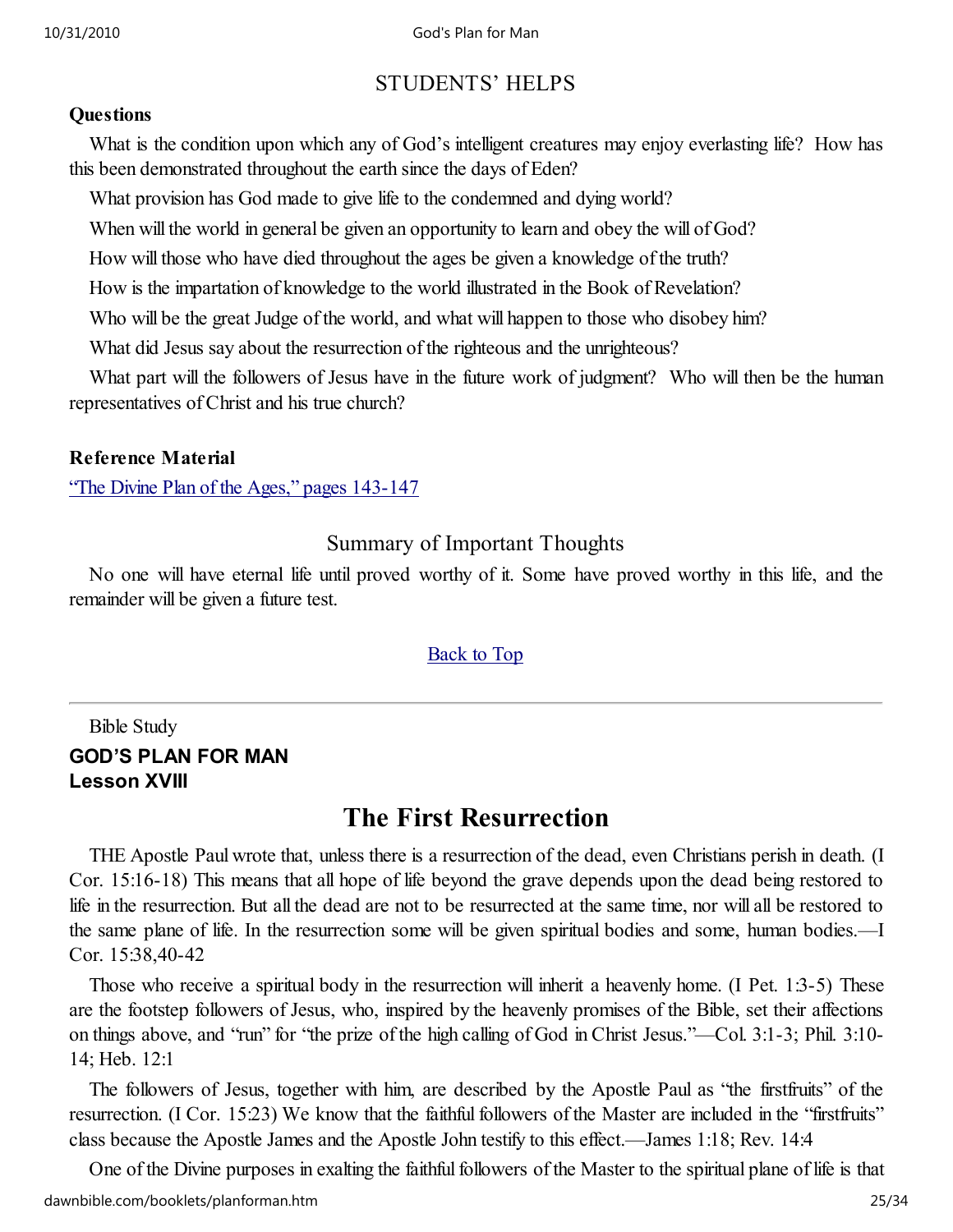## STUDENTS' HELPS

**Questions**

What is the condition upon which any of God's intelligent creatures may enjoy everlasting life? How has this been demonstrated throughout the earth since the days of Eden?

What provision has God made to give life to the condemned and dying world?

When will the world in general be given an opportunity to learn and obey the will of God?

How will those who have died throughout the ages be given a knowledge of the truth?

How is the impartation of knowledge to the world illustrated in the Book of Revelation?

Who will be the great Judge of the world, and what will happen to those who disobey him?

What did Jesus say about the resurrection of the righteous and the unrighteous?

What part will the followers of Jesus have in the future work of judgment? Who will then be the human representatives of Christ and his true church?

**Reference Material**

"The Divine Plan of the Ages," pages 143-147

### Summary of Important Thoughts

No one will have eternal life until proved worthy of it. Some have proved worthy in this life, and the remainder will be given a future test.

Back to Top

---

Bible Study

**GOD'S PLAN FOR MAN**
**Lesson XVIII**

# The First Resurrection

THE Apostle Paul wrote that, unless there is a resurrection of the dead, even Christians perish in death. (I Cor. 15:16-18) This means that all hope of life beyond the grave depends upon the dead being restored to life in the resurrection. But all the dead are not to be resurrected at the same time, nor will all be restored to the same plane of life. In the resurrection some will be given spiritual bodies and some, human bodies.—I Cor. 15:38,40-42

Those who receive a spiritual body in the resurrection will inherit a heavenly home. (I Pet. 1:3-5) These are the footstep followers of Jesus, who, inspired by the heavenly promises of the Bible, set their affections on things above, and "run" for "the prize of the high calling of God in Christ Jesus."—Col. 3:1-3; Phil. 3:10-14; Heb. 12:1

The followers of Jesus, together with him, are described by the Apostle Paul as "the firstfruits" of the resurrection. (I Cor. 15:23) We know that the faithful followers of the Master are included in the "firstfruits" class because the Apostle James and the Apostle John testify to this effect.—James 1:18; Rev. 14:4

One of the Divine purposes in exalting the faithful followers of the Master to the spiritual plane of life is that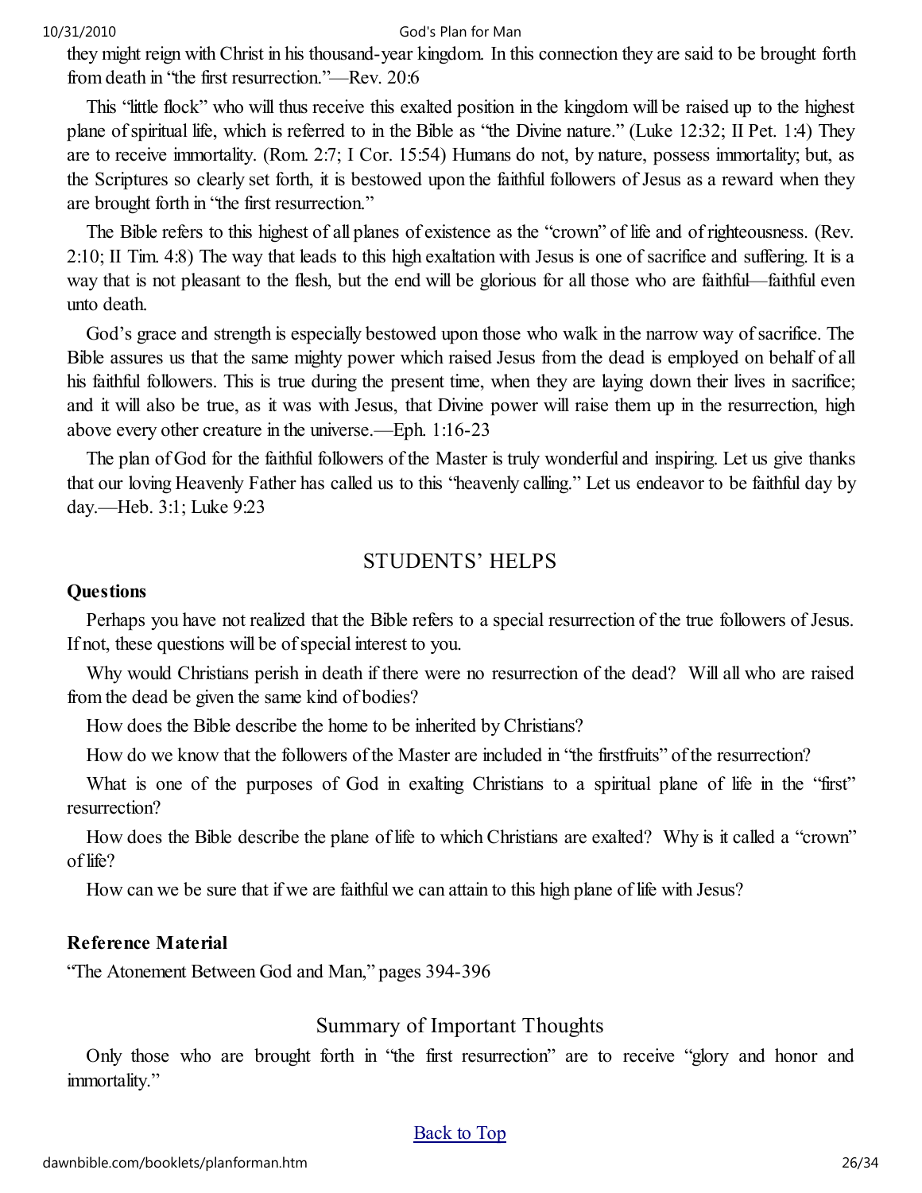they might reign with Christ in his thousand-year kingdom. In this connection they are said to be brought forth from death in "the first resurrection."—Rev. 20:6

This "little flock" who will thus receive this exalted position in the kingdom will be raised up to the highest plane of spiritual life, which is referred to in the Bible as "the Divine nature." (Luke 12:32; II Pet. 1:4) They are to receive immortality. (Rom. 2:7; I Cor. 15:54) Humans do not, by nature, possess immortality; but, as the Scriptures so clearly set forth, it is bestowed upon the faithful followers of Jesus as a reward when they are brought forth in "the first resurrection."

The Bible refers to this highest of all planes of existence as the "crown" of life and of righteousness. (Rev. 2:10; II Tim. 4:8) The way that leads to this high exaltation with Jesus is one of sacrifice and suffering. It is a way that is not pleasant to the flesh, but the end will be glorious for all those who are faithful—faithful even unto death.

God's grace and strength is especially bestowed upon those who walk in the narrow way of sacrifice. The Bible assures us that the same mighty power which raised Jesus from the dead is employed on behalf of all his faithful followers. This is true during the present time, when they are laying down their lives in sacrifice; and it will also be true, as it was with Jesus, that Divine power will raise them up in the resurrection, high above every other creature in the universe.—Eph. 1:16-23

The plan of God for the faithful followers of the Master is truly wonderful and inspiring. Let us give thanks that our loving Heavenly Father has called us to this "heavenly calling." Let us endeavor to be faithful day by day.—Heb. 3:1; Luke 9:23

## STUDENTS' HELPS

**Questions**

Perhaps you have not realized that the Bible refers to a special resurrection of the true followers of Jesus. If not, these questions will be of special interest to you.

Why would Christians perish in death if there were no resurrection of the dead? Will all who are raised from the dead be given the same kind of bodies?

How does the Bible describe the home to be inherited by Christians?

How do we know that the followers of the Master are included in "the firstfruits" of the resurrection?

What is one of the purposes of God in exalting Christians to a spiritual plane of life in the "first" resurrection?

How does the Bible describe the plane of life to which Christians are exalted? Why is it called a "crown" of life?

How can we be sure that if we are faithful we can attain to this high plane of life with Jesus?

**Reference Material**

"The Atonement Between God and Man," pages 394-396

## Summary of Important Thoughts

Only those who are brought forth in "the first resurrection" are to receive "glory and honor and immortality."

Back to Top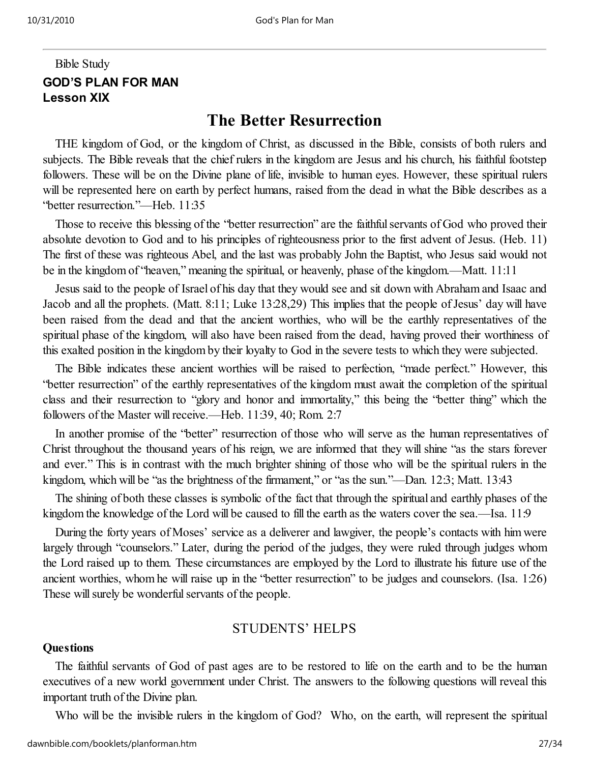Bible Study

**GOD'S PLAN FOR MAN**
**Lesson XIX**

# The Better Resurrection

THE kingdom of God, or the kingdom of Christ, as discussed in the Bible, consists of both rulers and subjects. The Bible reveals that the chief rulers in the kingdom are Jesus and his church, his faithful footstep followers. These will be on the Divine plane of life, invisible to human eyes. However, these spiritual rulers will be represented here on earth by perfect humans, raised from the dead in what the Bible describes as a "better resurrection."—Heb. 11:35

Those to receive this blessing of the "better resurrection" are the faithful servants of God who proved their absolute devotion to God and to his principles of righteousness prior to the first advent of Jesus. (Heb. 11) The first of these was righteous Abel, and the last was probably John the Baptist, who Jesus said would not be in the kingdom of "heaven," meaning the spiritual, or heavenly, phase of the kingdom.—Matt. 11:11

Jesus said to the people of Israel of his day that they would see and sit down with Abraham and Isaac and Jacob and all the prophets. (Matt. 8:11; Luke 13:28,29) This implies that the people of Jesus' day will have been raised from the dead and that the ancient worthies, who will be the earthly representatives of the spiritual phase of the kingdom, will also have been raised from the dead, having proved their worthiness of this exalted position in the kingdom by their loyalty to God in the severe tests to which they were subjected.

The Bible indicates these ancient worthies will be raised to perfection, "made perfect." However, this "better resurrection" of the earthly representatives of the kingdom must await the completion of the spiritual class and their resurrection to "glory and honor and immortality," this being the "better thing" which the followers of the Master will receive.—Heb. 11:39, 40; Rom. 2:7

In another promise of the "better" resurrection of those who will serve as the human representatives of Christ throughout the thousand years of his reign, we are informed that they will shine "as the stars forever and ever." This is in contrast with the much brighter shining of those who will be the spiritual rulers in the kingdom, which will be "as the brightness of the firmament," or "as the sun."—Dan. 12:3; Matt. 13:43

The shining of both these classes is symbolic of the fact that through the spiritual and earthly phases of the kingdom the knowledge of the Lord will be caused to fill the earth as the waters cover the sea.—Isa. 11:9

During the forty years of Moses' service as a deliverer and lawgiver, the people's contacts with him were largely through "counselors." Later, during the period of the judges, they were ruled through judges whom the Lord raised up to them. These circumstances are employed by the Lord to illustrate his future use of the ancient worthies, whom he will raise up in the "better resurrection" to be judges and counselors. (Isa. 1:26) These will surely be wonderful servants of the people.

## STUDENTS' HELPS

**Questions**

The faithful servants of God of past ages are to be restored to life on the earth and to be the human executives of a new world government under Christ. The answers to the following questions will reveal this important truth of the Divine plan.

Who will be the invisible rulers in the kingdom of God? Who, on the earth, will represent the spiritual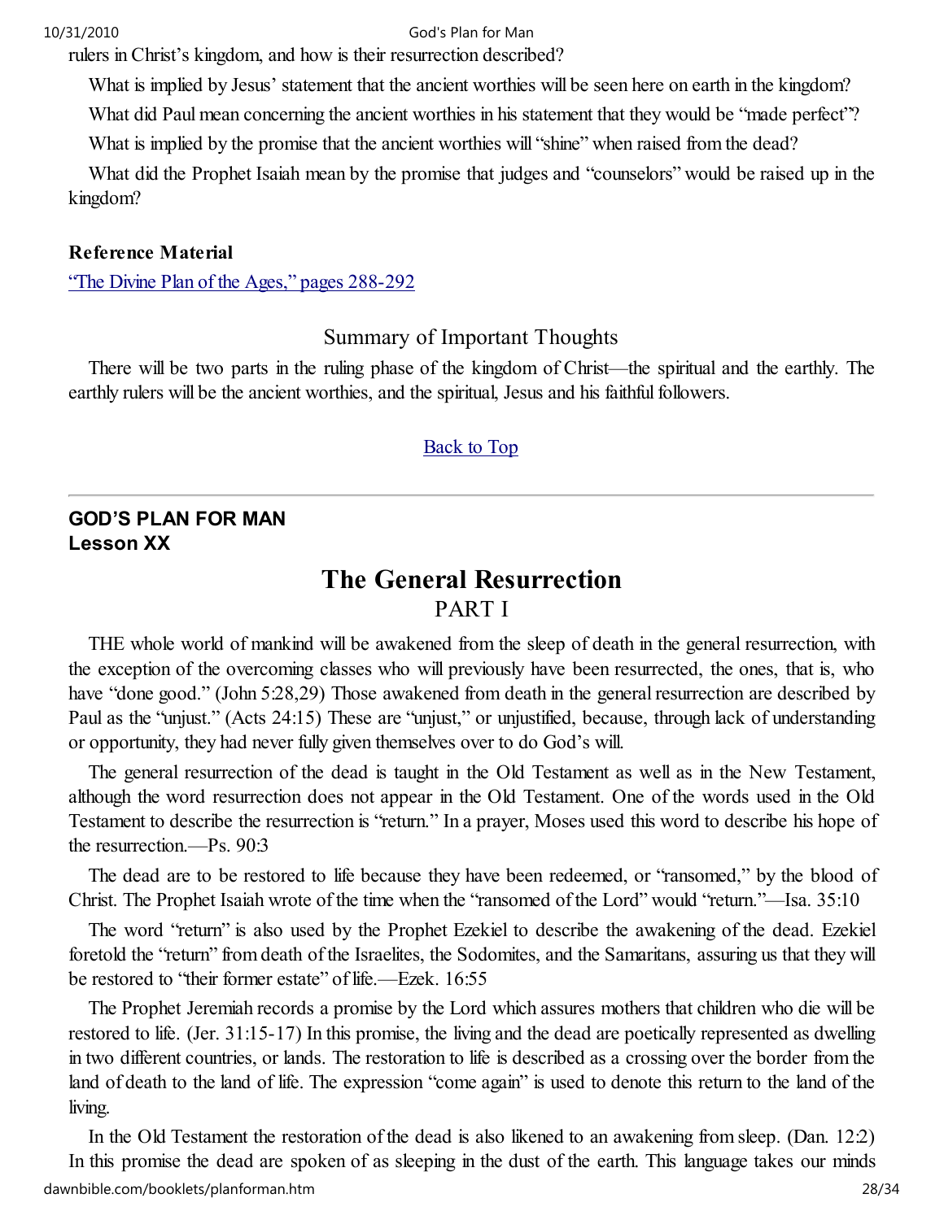rulers in Christ's kingdom, and how is their resurrection described?

What is implied by Jesus' statement that the ancient worthies will be seen here on earth in the kingdom?

What did Paul mean concerning the ancient worthies in his statement that they would be "made perfect"?

What is implied by the promise that the ancient worthies will "shine" when raised from the dead?

What did the Prophet Isaiah mean by the promise that judges and "counselors" would be raised up in the kingdom?

**Reference Material**

"The Divine Plan of the Ages," pages 288-292

### Summary of Important Thoughts

There will be two parts in the ruling phase of the kingdom of Christ—the spiritual and the earthly. The earthly rulers will be the ancient worthies, and the spiritual, Jesus and his faithful followers.

Back to Top

---

**GOD'S PLAN FOR MAN**
**Lesson XX**

# The General Resurrection

## PART I

THE whole world of mankind will be awakened from the sleep of death in the general resurrection, with the exception of the overcoming classes who will previously have been resurrected, the ones, that is, who have "done good." (John 5:28,29) Those awakened from death in the general resurrection are described by Paul as the "unjust." (Acts 24:15) These are "unjust," or unjustified, because, through lack of understanding or opportunity, they had never fully given themselves over to do God's will.

The general resurrection of the dead is taught in the Old Testament as well as in the New Testament, although the word resurrection does not appear in the Old Testament. One of the words used in the Old Testament to describe the resurrection is "return." In a prayer, Moses used this word to describe his hope of the resurrection.—Ps. 90:3

The dead are to be restored to life because they have been redeemed, or "ransomed," by the blood of Christ. The Prophet Isaiah wrote of the time when the "ransomed of the Lord" would "return."—Isa. 35:10

The word "return" is also used by the Prophet Ezekiel to describe the awakening of the dead. Ezekiel foretold the "return" from death of the Israelites, the Sodomites, and the Samaritans, assuring us that they will be restored to "their former estate" of life.—Ezek. 16:55

The Prophet Jeremiah records a promise by the Lord which assures mothers that children who die will be restored to life. (Jer. 31:15-17) In this promise, the living and the dead are poetically represented as dwelling in two different countries, or lands. The restoration to life is described as a crossing over the border from the land of death to the land of life. The expression "come again" is used to denote this return to the land of the living.

In the Old Testament the restoration of the dead is also likened to an awakening from sleep. (Dan. 12:2) In this promise the dead are spoken of as sleeping in the dust of the earth. This language takes our minds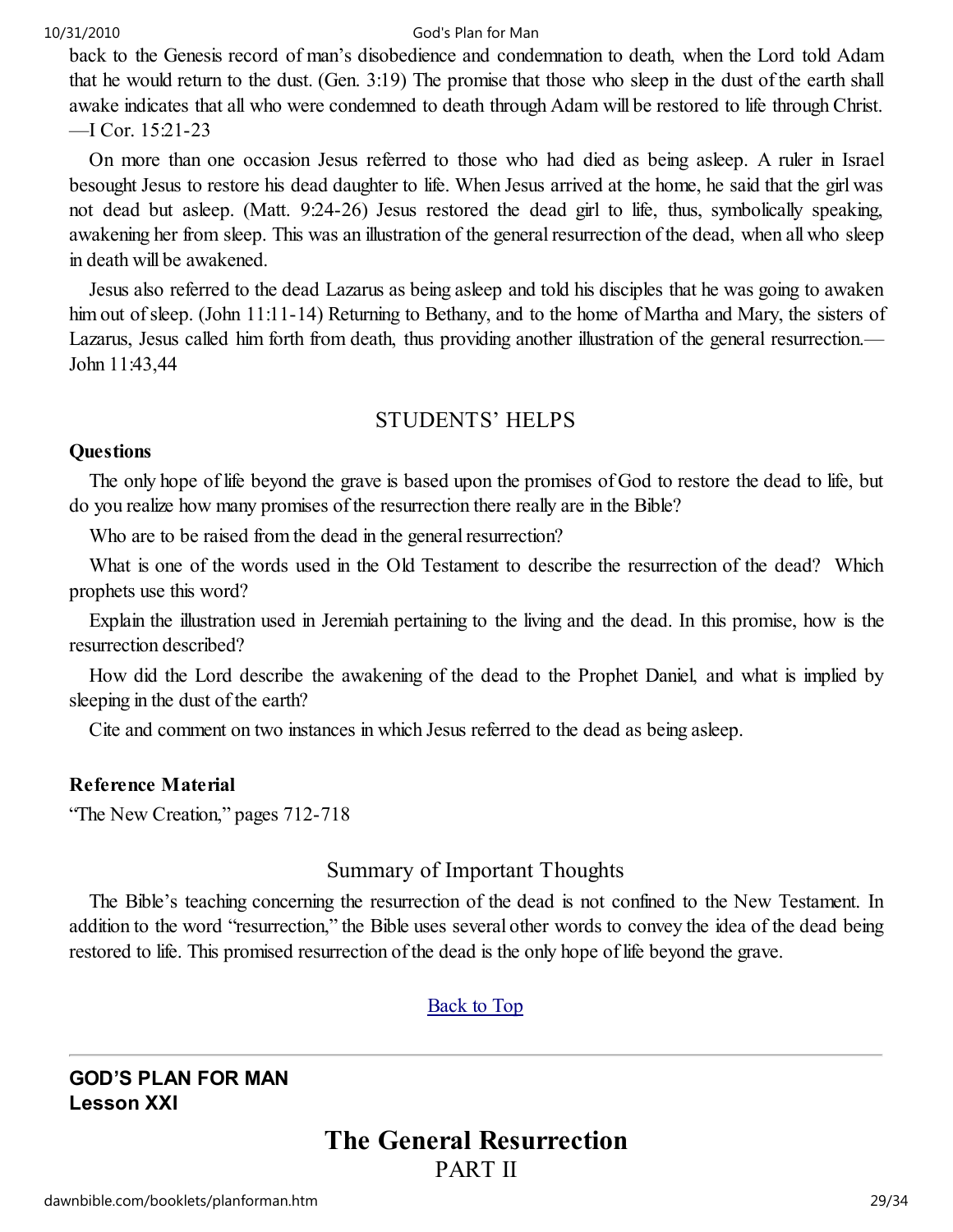back to the Genesis record of man's disobedience and condemnation to death, when the Lord told Adam that he would return to the dust. (Gen. 3:19) The promise that those who sleep in the dust of the earth shall awake indicates that all who were condemned to death through Adam will be restored to life through Christ. —I Cor. 15:21-23

On more than one occasion Jesus referred to those who had died as being asleep. A ruler in Israel besought Jesus to restore his dead daughter to life. When Jesus arrived at the home, he said that the girl was not dead but asleep. (Matt. 9:24-26) Jesus restored the dead girl to life, thus, symbolically speaking, awakening her from sleep. This was an illustration of the general resurrection of the dead, when all who sleep in death will be awakened.

Jesus also referred to the dead Lazarus as being asleep and told his disciples that he was going to awaken him out of sleep. (John 11:11-14) Returning to Bethany, and to the home of Martha and Mary, the sisters of Lazarus, Jesus called him forth from death, thus providing another illustration of the general resurrection.—John 11:43,44

## STUDENTS' HELPS

**Questions**

The only hope of life beyond the grave is based upon the promises of God to restore the dead to life, but do you realize how many promises of the resurrection there really are in the Bible?

Who are to be raised from the dead in the general resurrection?

What is one of the words used in the Old Testament to describe the resurrection of the dead? Which prophets use this word?

Explain the illustration used in Jeremiah pertaining to the living and the dead. In this promise, how is the resurrection described?

How did the Lord describe the awakening of the dead to the Prophet Daniel, and what is implied by sleeping in the dust of the earth?

Cite and comment on two instances in which Jesus referred to the dead as being asleep.

**Reference Material**

"The New Creation," pages 712-718

## Summary of Important Thoughts

The Bible's teaching concerning the resurrection of the dead is not confined to the New Testament. In addition to the word "resurrection," the Bible uses several other words to convey the idea of the dead being restored to life. This promised resurrection of the dead is the only hope of life beyond the grave.

Back to Top

---

**GOD'S PLAN FOR MAN**
**Lesson XXI**

# The General Resurrection
PART II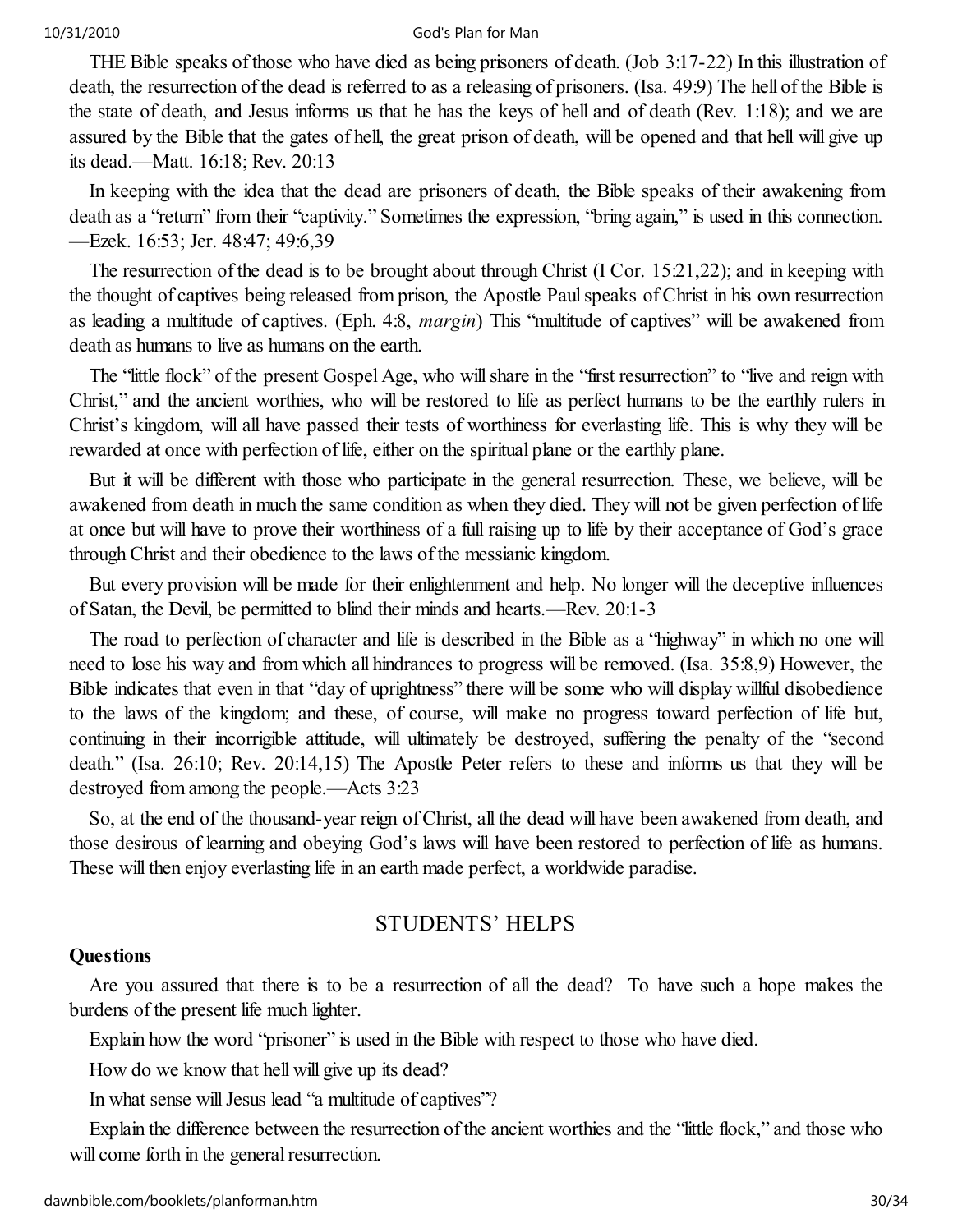THE Bible speaks of those who have died as being prisoners of death. (Job 3:17-22) In this illustration of death, the resurrection of the dead is referred to as a releasing of prisoners. (Isa. 49:9) The hell of the Bible is the state of death, and Jesus informs us that he has the keys of hell and of death (Rev. 1:18); and we are assured by the Bible that the gates of hell, the great prison of death, will be opened and that hell will give up its dead.—Matt. 16:18; Rev. 20:13

In keeping with the idea that the dead are prisoners of death, the Bible speaks of their awakening from death as a "return" from their "captivity." Sometimes the expression, "bring again," is used in this connection. —Ezek. 16:53; Jer. 48:47; 49:6,39

The resurrection of the dead is to be brought about through Christ (I Cor. 15:21,22); and in keeping with the thought of captives being released from prison, the Apostle Paul speaks of Christ in his own resurrection as leading a multitude of captives. (Eph. 4:8, *margin*) This "multitude of captives" will be awakened from death as humans to live as humans on the earth.

The "little flock" of the present Gospel Age, who will share in the "first resurrection" to "live and reign with Christ," and the ancient worthies, who will be restored to life as perfect humans to be the earthly rulers in Christ's kingdom, will all have passed their tests of worthiness for everlasting life. This is why they will be rewarded at once with perfection of life, either on the spiritual plane or the earthly plane.

But it will be different with those who participate in the general resurrection. These, we believe, will be awakened from death in much the same condition as when they died. They will not be given perfection of life at once but will have to prove their worthiness of a full raising up to life by their acceptance of God's grace through Christ and their obedience to the laws of the messianic kingdom.

But every provision will be made for their enlightenment and help. No longer will the deceptive influences of Satan, the Devil, be permitted to blind their minds and hearts.—Rev. 20:1-3

The road to perfection of character and life is described in the Bible as a "highway" in which no one will need to lose his way and from which all hindrances to progress will be removed. (Isa. 35:8,9) However, the Bible indicates that even in that "day of uprightness" there will be some who will display willful disobedience to the laws of the kingdom; and these, of course, will make no progress toward perfection of life but, continuing in their incorrigible attitude, will ultimately be destroyed, suffering the penalty of the "second death." (Isa. 26:10; Rev. 20:14,15) The Apostle Peter refers to these and informs us that they will be destroyed from among the people.—Acts 3:23

So, at the end of the thousand-year reign of Christ, all the dead will have been awakened from death, and those desirous of learning and obeying God's laws will have been restored to perfection of life as humans. These will then enjoy everlasting life in an earth made perfect, a worldwide paradise.

## STUDENTS' HELPS

**Questions**

Are you assured that there is to be a resurrection of all the dead? To have such a hope makes the burdens of the present life much lighter.

Explain how the word "prisoner" is used in the Bible with respect to those who have died.

How do we know that hell will give up its dead?

In what sense will Jesus lead "a multitude of captives"?

Explain the difference between the resurrection of the ancient worthies and the "little flock," and those who will come forth in the general resurrection.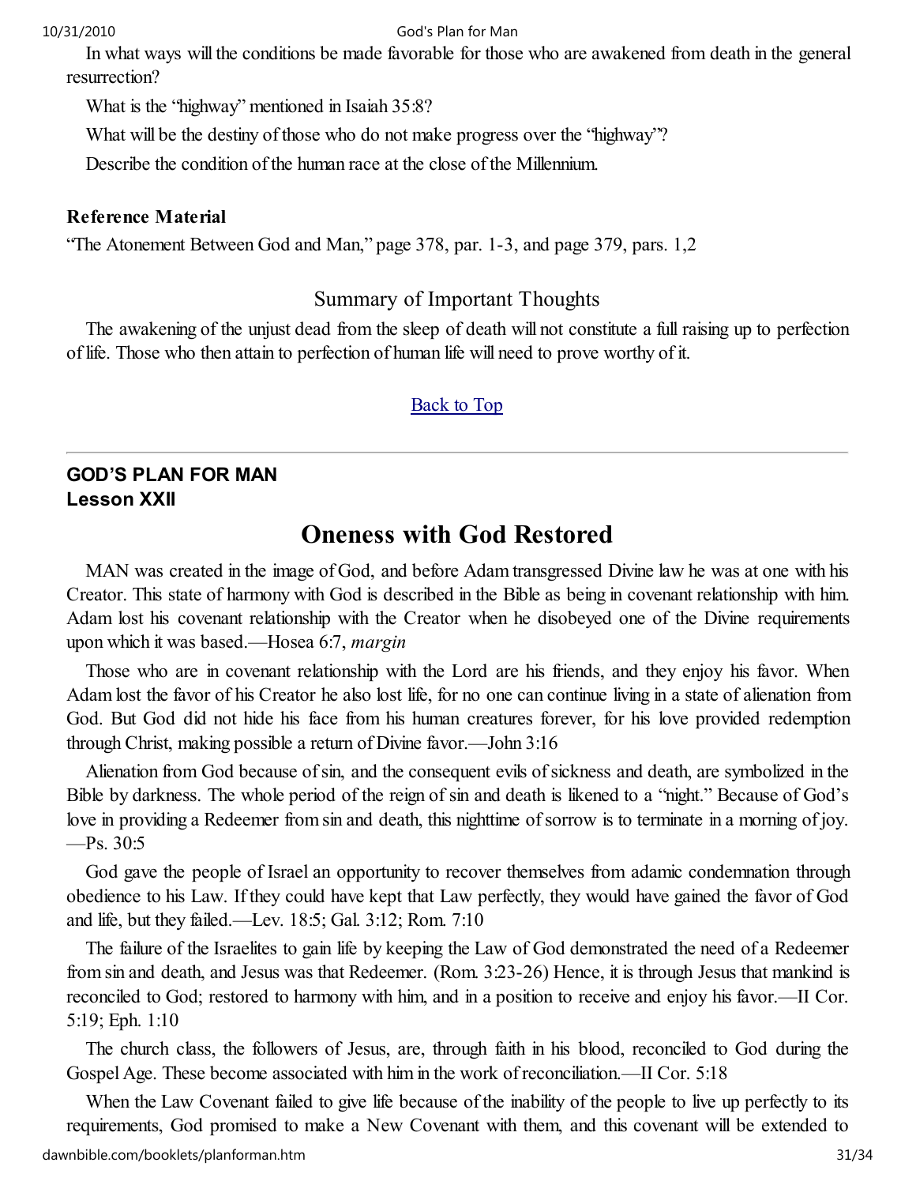In what ways will the conditions be made favorable for those who are awakened from death in the general resurrection?

What is the "highway" mentioned in Isaiah 35:8?

What will be the destiny of those who do not make progress over the "highway"?

Describe the condition of the human race at the close of the Millennium.

**Reference Material**

"The Atonement Between God and Man," page 378, par. 1-3, and page 379, pars. 1,2

## Summary of Important Thoughts

The awakening of the unjust dead from the sleep of death will not constitute a full raising up to perfection of life. Those who then attain to perfection of human life will need to prove worthy of it.

Back to Top

---

**GOD'S PLAN FOR MAN**
**Lesson XXII**

# Oneness with God Restored

MAN was created in the image of God, and before Adam transgressed Divine law he was at one with his Creator. This state of harmony with God is described in the Bible as being in covenant relationship with him. Adam lost his covenant relationship with the Creator when he disobeyed one of the Divine requirements upon which it was based.—Hosea 6:7, *margin*

Those who are in covenant relationship with the Lord are his friends, and they enjoy his favor. When Adam lost the favor of his Creator he also lost life, for no one can continue living in a state of alienation from God. But God did not hide his face from his human creatures forever, for his love provided redemption through Christ, making possible a return of Divine favor.—John 3:16

Alienation from God because of sin, and the consequent evils of sickness and death, are symbolized in the Bible by darkness. The whole period of the reign of sin and death is likened to a "night." Because of God's love in providing a Redeemer from sin and death, this nighttime of sorrow is to terminate in a morning of joy. —Ps. 30:5

God gave the people of Israel an opportunity to recover themselves from adamic condemnation through obedience to his Law. If they could have kept that Law perfectly, they would have gained the favor of God and life, but they failed.—Lev. 18:5; Gal. 3:12; Rom. 7:10

The failure of the Israelites to gain life by keeping the Law of God demonstrated the need of a Redeemer from sin and death, and Jesus was that Redeemer. (Rom. 3:23-26) Hence, it is through Jesus that mankind is reconciled to God; restored to harmony with him, and in a position to receive and enjoy his favor.—II Cor. 5:19; Eph. 1:10

The church class, the followers of Jesus, are, through faith in his blood, reconciled to God during the Gospel Age. These become associated with him in the work of reconciliation.—II Cor. 5:18

When the Law Covenant failed to give life because of the inability of the people to live up perfectly to its requirements, God promised to make a New Covenant with them, and this covenant will be extended to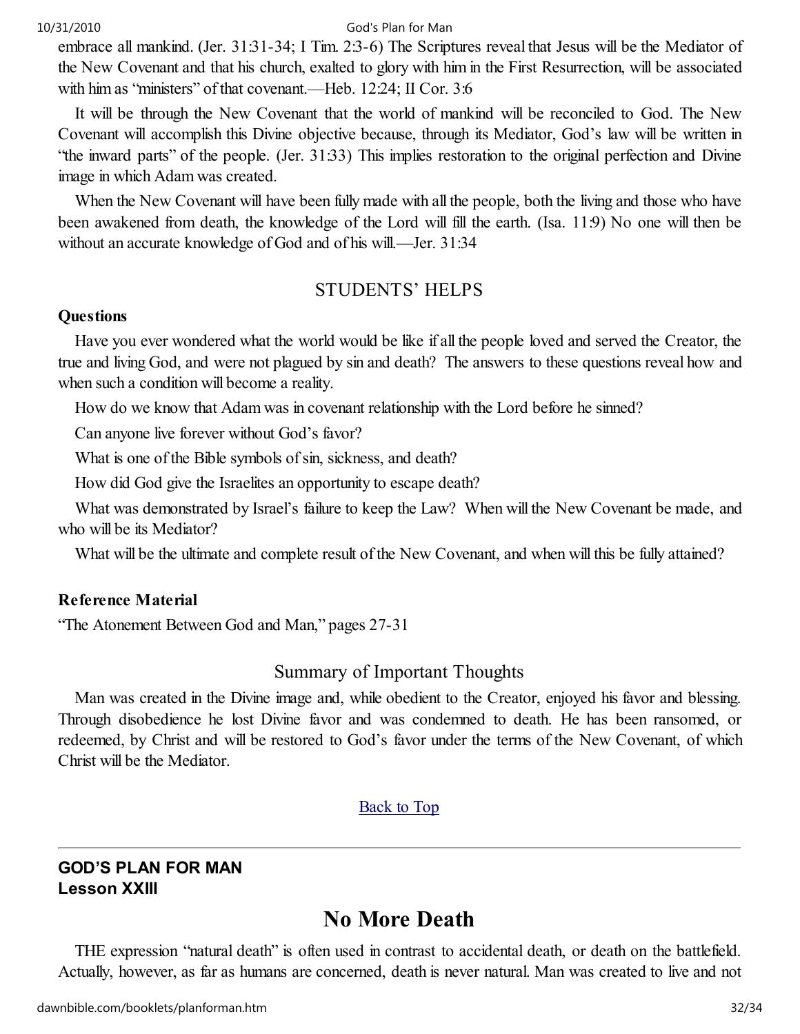embrace all mankind. (Jer. 31:31-34; I Tim. 2:3-6) The Scriptures reveal that Jesus will be the Mediator of the New Covenant and that his church, exalted to glory with him in the First Resurrection, will be associated with him as "ministers" of that covenant.—Heb. 12:24; II Cor. 3:6

It will be through the New Covenant that the world of mankind will be reconciled to God. The New Covenant will accomplish this Divine objective because, through its Mediator, God's law will be written in "the inward parts" of the people. (Jer. 31:33) This implies restoration to the original perfection and Divine image in which Adam was created.

When the New Covenant will have been fully made with all the people, both the living and those who have been awakened from death, the knowledge of the Lord will fill the earth. (Isa. 11:9) No one will then be without an accurate knowledge of God and of his will.—Jer. 31:34

## STUDENTS' HELPS

**Questions**

Have you ever wondered what the world would be like if all the people loved and served the Creator, the true and living God, and were not plagued by sin and death? The answers to these questions reveal how and when such a condition will become a reality.

How do we know that Adam was in covenant relationship with the Lord before he sinned?

Can anyone live forever without God's favor?

What is one of the Bible symbols of sin, sickness, and death?

How did God give the Israelites an opportunity to escape death?

What was demonstrated by Israel's failure to keep the Law? When will the New Covenant be made, and who will be its Mediator?

What will be the ultimate and complete result of the New Covenant, and when will this be fully attained?

**Reference Material**

"The Atonement Between God and Man," pages 27-31

## Summary of Important Thoughts

Man was created in the Divine image and, while obedient to the Creator, enjoyed his favor and blessing. Through disobedience he lost Divine favor and was condemned to death. He has been ransomed, or redeemed, by Christ and will be restored to God's favor under the terms of the New Covenant, of which Christ will be the Mediator.

Back to Top

---

**GOD'S PLAN FOR MAN**
**Lesson XXIII**

# No More Death

THE expression "natural death" is often used in contrast to accidental death, or death on the battlefield. Actually, however, as far as humans are concerned, death is never natural. Man was created to live and not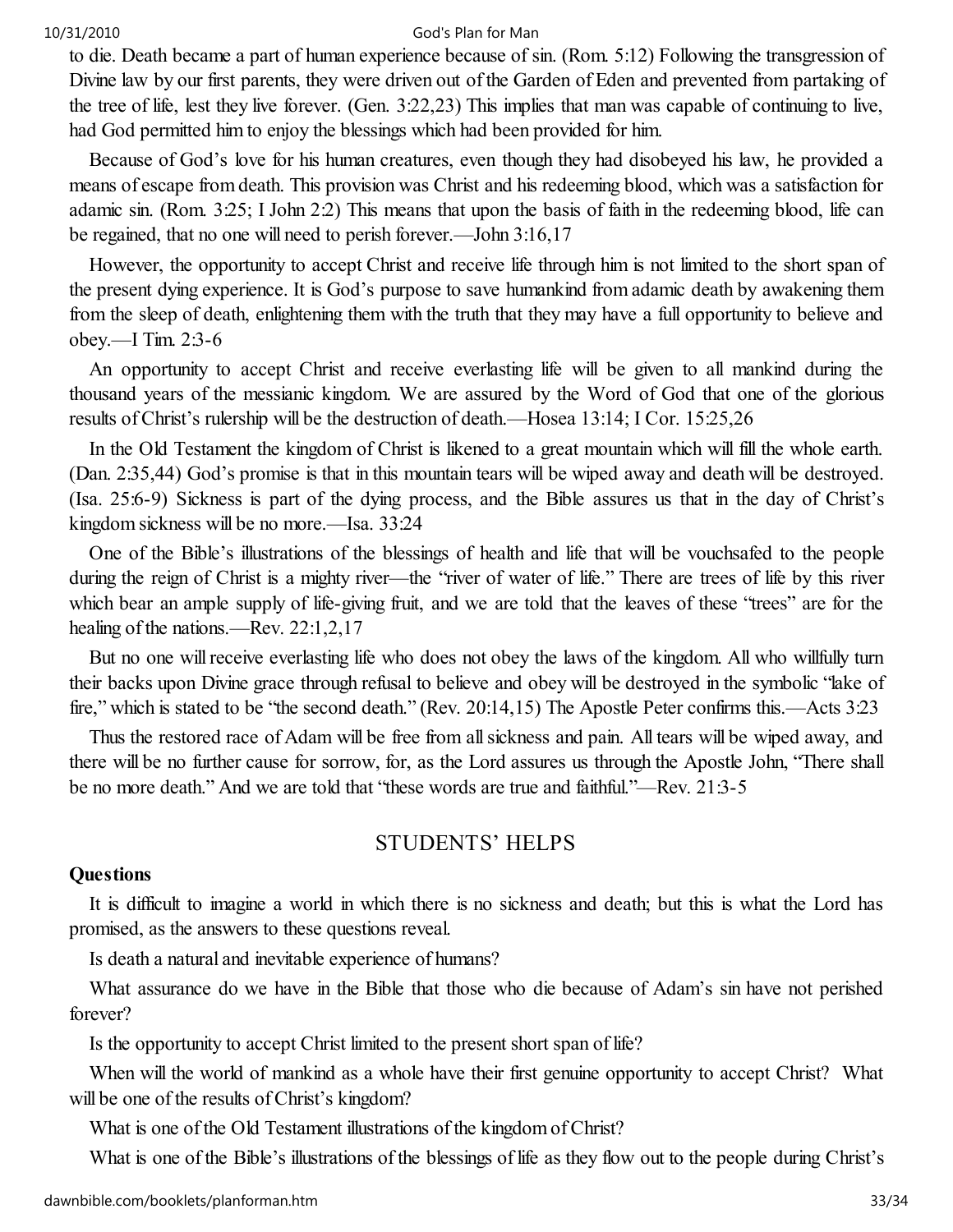to die. Death became a part of human experience because of sin. (Rom. 5:12) Following the transgression of Divine law by our first parents, they were driven out of the Garden of Eden and prevented from partaking of the tree of life, lest they live forever. (Gen. 3:22,23) This implies that man was capable of continuing to live, had God permitted him to enjoy the blessings which had been provided for him.

Because of God's love for his human creatures, even though they had disobeyed his law, he provided a means of escape from death. This provision was Christ and his redeeming blood, which was a satisfaction for adamic sin. (Rom. 3:25; I John 2:2) This means that upon the basis of faith in the redeeming blood, life can be regained, that no one will need to perish forever.—John 3:16,17

However, the opportunity to accept Christ and receive life through him is not limited to the short span of the present dying experience. It is God's purpose to save humankind from adamic death by awakening them from the sleep of death, enlightening them with the truth that they may have a full opportunity to believe and obey.—I Tim. 2:3-6

An opportunity to accept Christ and receive everlasting life will be given to all mankind during the thousand years of the messianic kingdom. We are assured by the Word of God that one of the glorious results of Christ's rulership will be the destruction of death.—Hosea 13:14; I Cor. 15:25,26

In the Old Testament the kingdom of Christ is likened to a great mountain which will fill the whole earth. (Dan. 2:35,44) God's promise is that in this mountain tears will be wiped away and death will be destroyed. (Isa. 25:6-9) Sickness is part of the dying process, and the Bible assures us that in the day of Christ's kingdom sickness will be no more.—Isa. 33:24

One of the Bible's illustrations of the blessings of health and life that will be vouchsafed to the people during the reign of Christ is a mighty river—the "river of water of life." There are trees of life by this river which bear an ample supply of life-giving fruit, and we are told that the leaves of these "trees" are for the healing of the nations.—Rev. 22:1,2,17

But no one will receive everlasting life who does not obey the laws of the kingdom. All who willfully turn their backs upon Divine grace through refusal to believe and obey will be destroyed in the symbolic "lake of fire," which is stated to be "the second death." (Rev. 20:14,15) The Apostle Peter confirms this.—Acts 3:23

Thus the restored race of Adam will be free from all sickness and pain. All tears will be wiped away, and there will be no further cause for sorrow, for, as the Lord assures us through the Apostle John, "There shall be no more death." And we are told that "these words are true and faithful."—Rev. 21:3-5

## STUDENTS' HELPS

**Questions**

It is difficult to imagine a world in which there is no sickness and death; but this is what the Lord has promised, as the answers to these questions reveal.

Is death a natural and inevitable experience of humans?

What assurance do we have in the Bible that those who die because of Adam's sin have not perished forever?

Is the opportunity to accept Christ limited to the present short span of life?

When will the world of mankind as a whole have their first genuine opportunity to accept Christ? What will be one of the results of Christ's kingdom?

What is one of the Old Testament illustrations of the kingdom of Christ?

What is one of the Bible's illustrations of the blessings of life as they flow out to the people during Christ's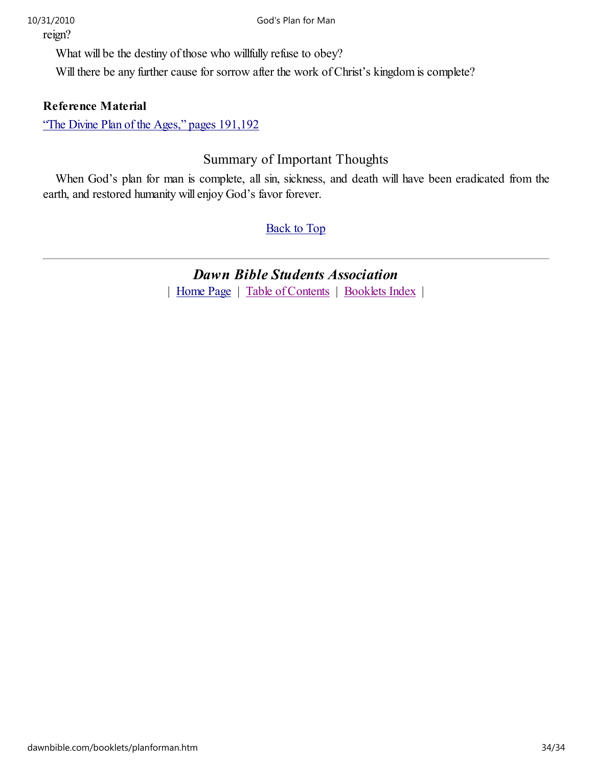reign?

What will be the destiny of those who willfully refuse to obey?

Will there be any further cause for sorrow after the work of Christ's kingdom is complete?

**Reference Material**

"The Divine Plan of the Ages," pages 191,192

## Summary of Important Thoughts

When God's plan for man is complete, all sin, sickness, and death will have been eradicated from the earth, and restored humanity will enjoy God's favor forever.

Back to Top

---

***Dawn Bible Students Association***

| Home Page | Table of Contents | Booklets Index |